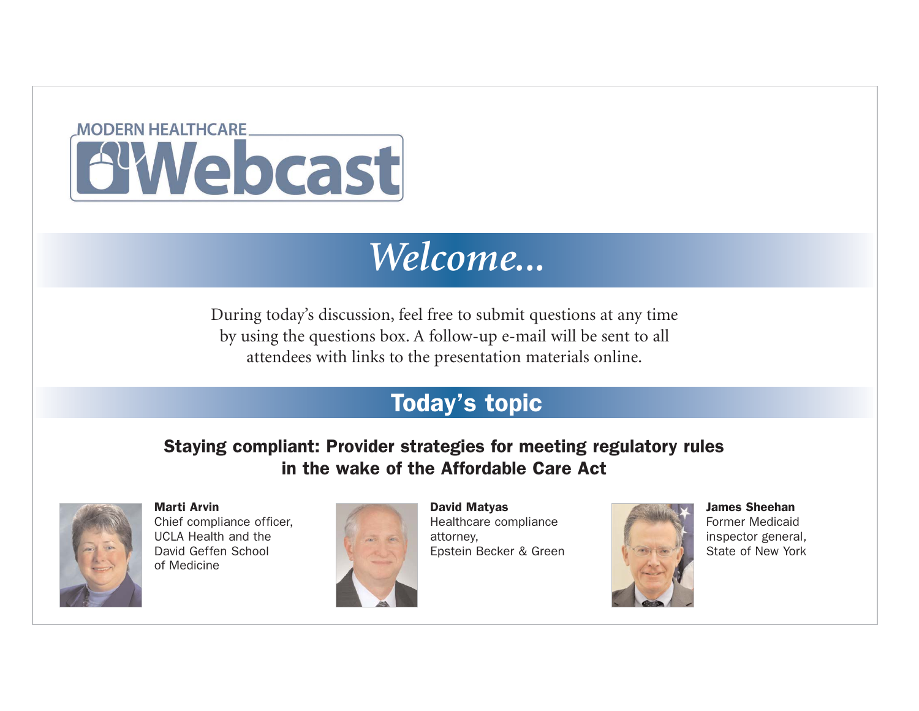MODERN HEALTHCARE

# Webcast

## *Welcome...*

During today's discussion, feel free to submit questions at any time by using the questions box. A follow-up e-mail will be sent to all attendees with links to the presentation materials online.

## Today's topic

### Staying compliant: Provider strategies for meeting regulatory rules in the wake of the Affordable Care Act

**Marti Arvin**
Chief compliance officer, UCLA Health and the David Geffen School of Medicine

**David Matyas**
Healthcare compliance attorney, Epstein Becker & Green

**James Sheehan**
Former Medicaid inspector general, State of New York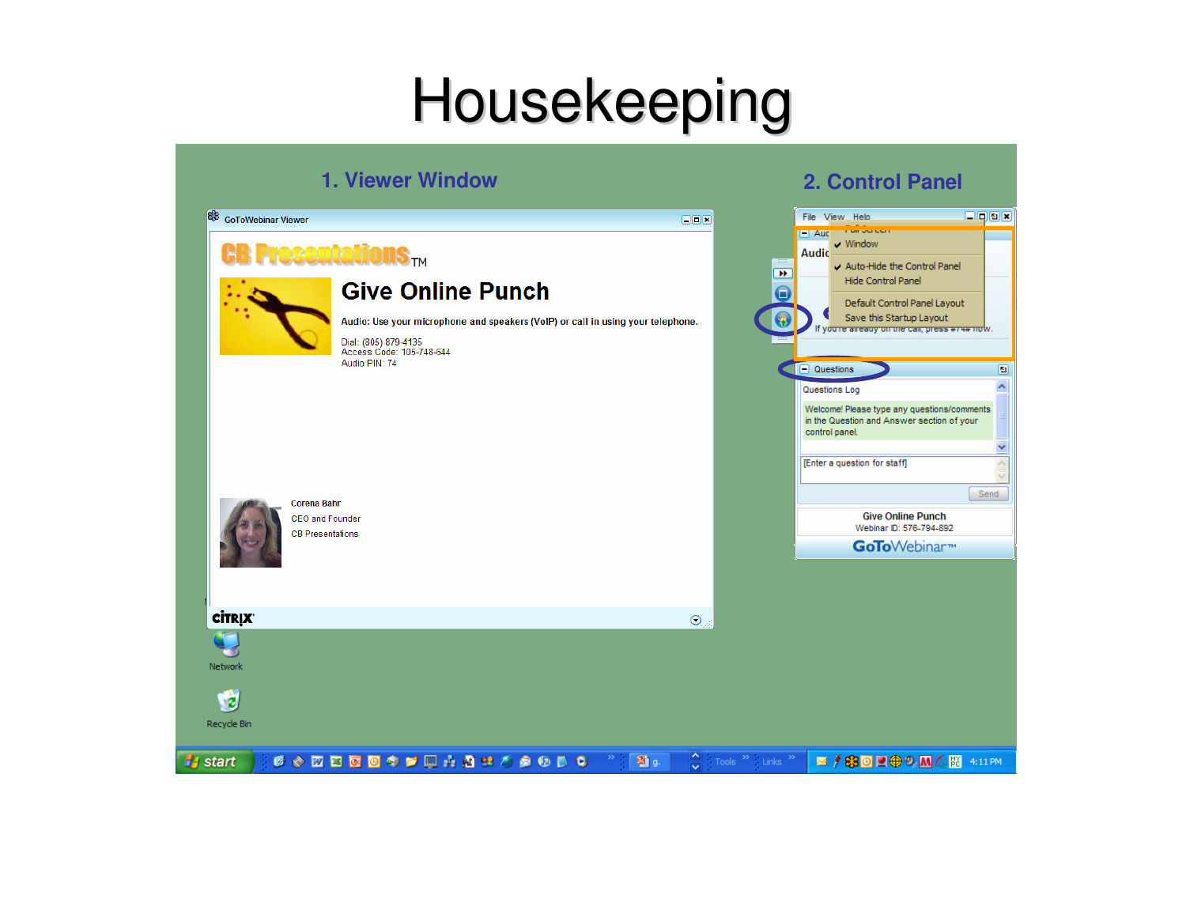# Housekeeping

## 1. Viewer Window

GoToWebinar Viewer

CB Presentations™

**Give Online Punch**

Audio: Use your microphone and speakers (VoIP) or call in using your telephone.

Dial: (805) 879-4135
Access Code: 105-748-644
Audio PIN: 74

Corena Bahr
CEO and Founder
CB Presentations

## 2. Control Panel

File View Help

Full Screen
Window
Auto-Hide the Control Panel
Hide Control Panel
Default Control Panel Layout
Save this Startup Layout

If you're already on the call, press #74# now.

Questions

Questions Log

Welcome! Please type any questions/comments in the Question and Answer section of your control panel.

[Enter a question for staff]

Send

Give Online Punch
Webinar ID: 576-794-892

GoToWebinar™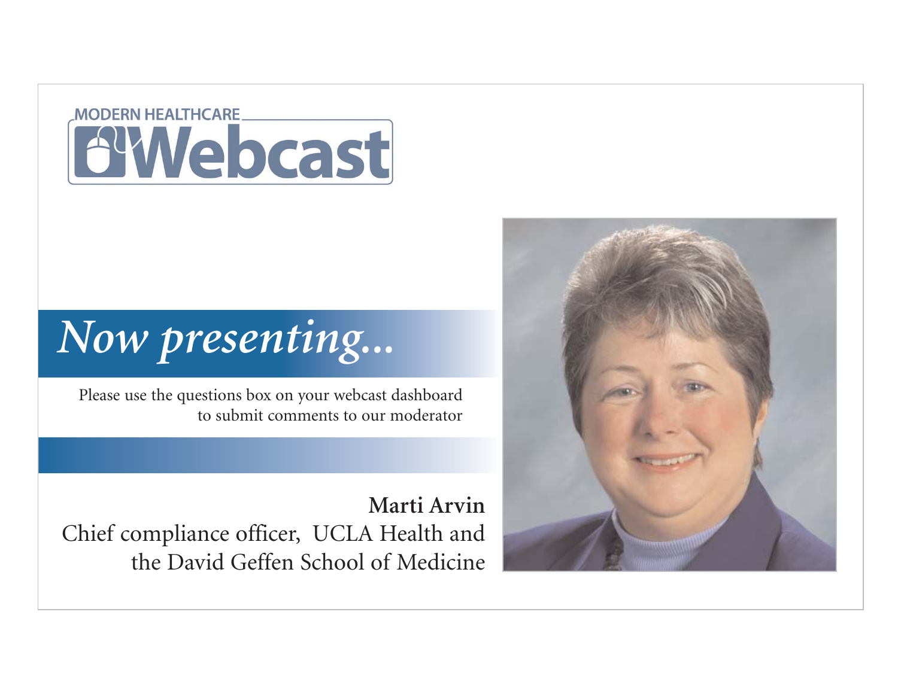MODERN HEALTHCARE

# Webcast

## *Now presenting...*

Please use the questions box on your webcast dashboard to submit comments to our moderator

**Marti Arvin**

Chief compliance officer, UCLA Health and the David Geffen School of Medicine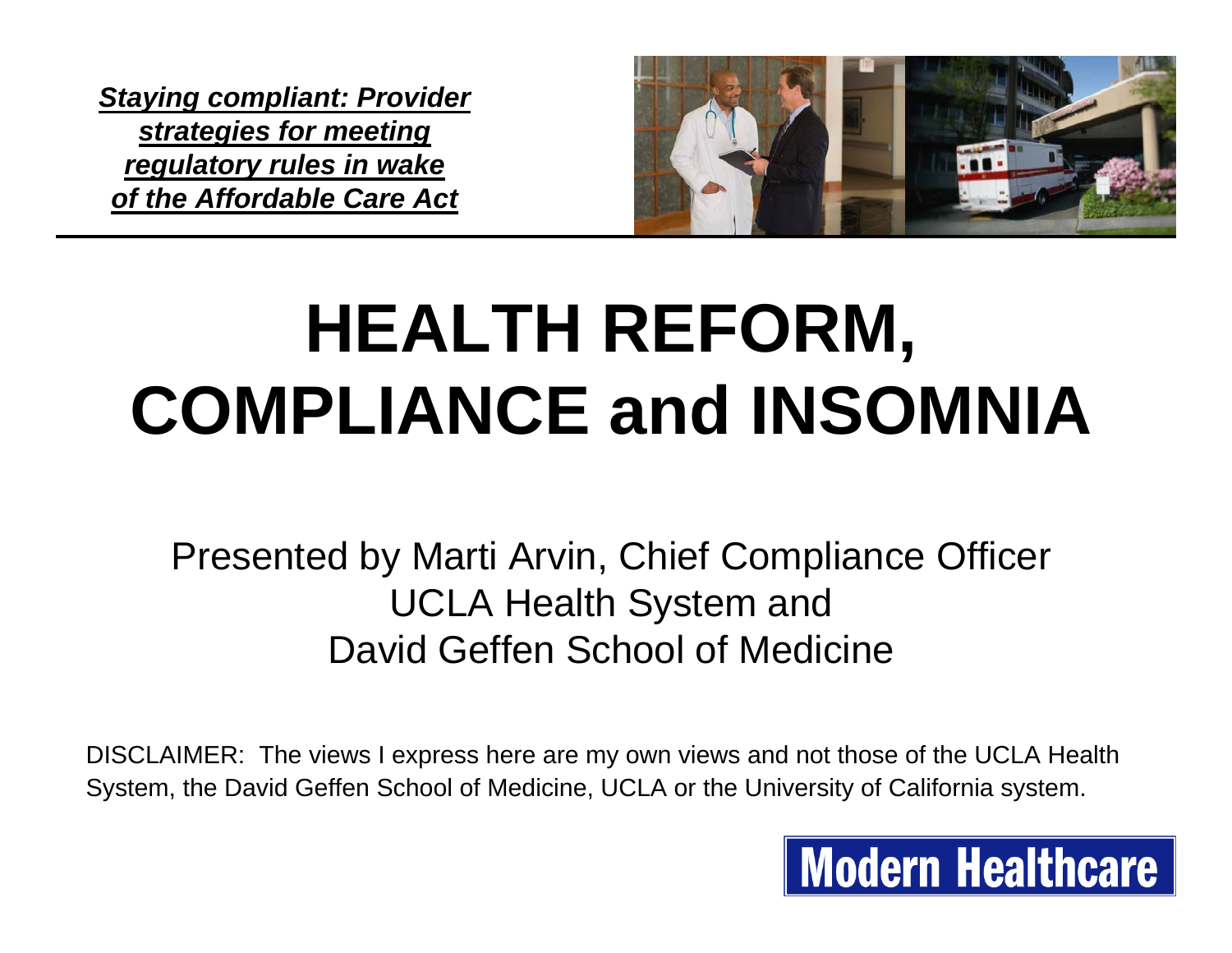***Staying compliant: Provider strategies for meeting regulatory rules in wake of the Affordable Care Act***

# HEALTH REFORM, COMPLIANCE and INSOMNIA

Presented by Marti Arvin, Chief Compliance Officer
UCLA Health System and
David Geffen School of Medicine

DISCLAIMER: The views I express here are my own views and not those of the UCLA Health System, the David Geffen School of Medicine, UCLA or the University of California system.

Modern Healthcare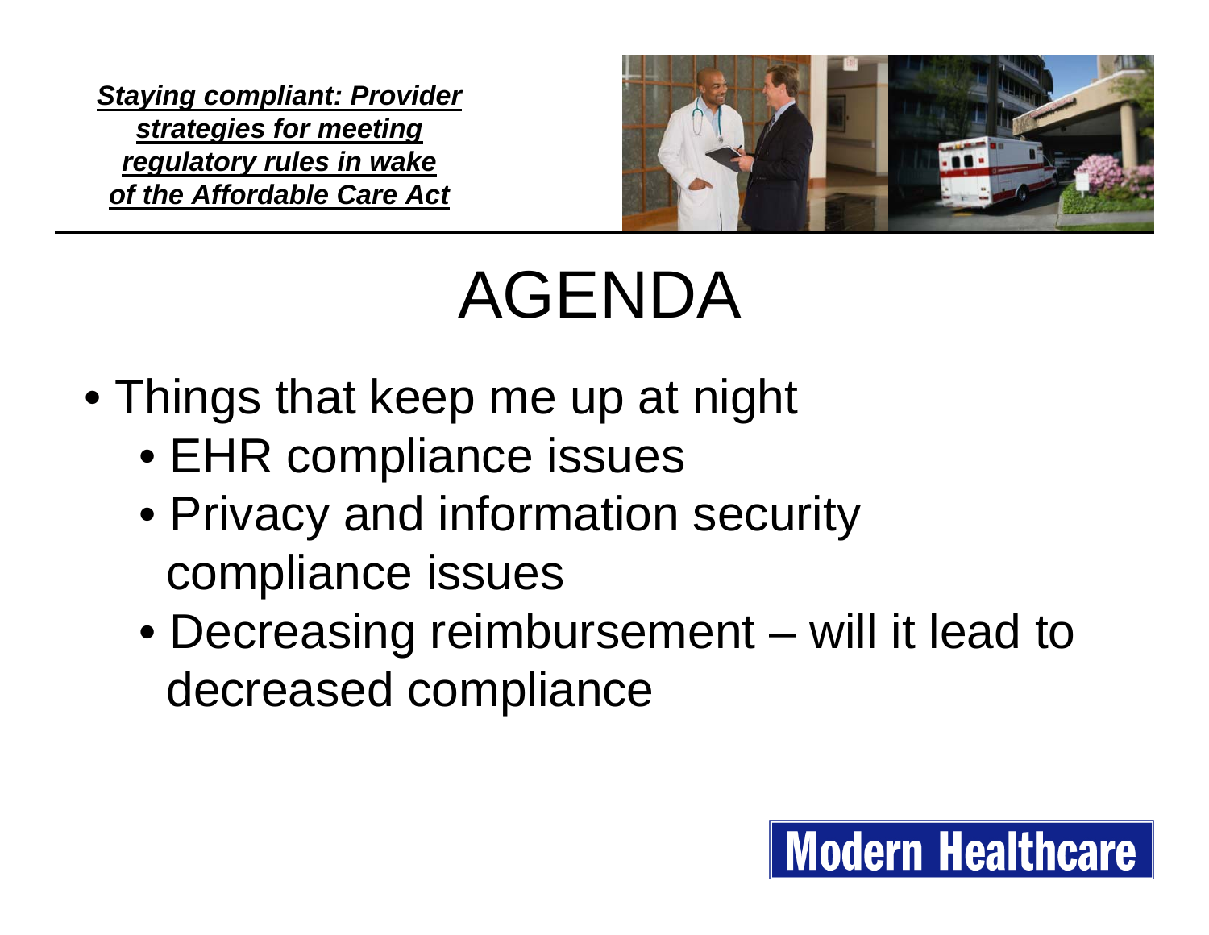***Staying compliant: Provider strategies for meeting regulatory rules in wake of the Affordable Care Act***

# AGENDA

- Things that keep me up at night
  - EHR compliance issues
  - Privacy and information security compliance issues
  - Decreasing reimbursement – will it lead to decreased compliance

Modern Healthcare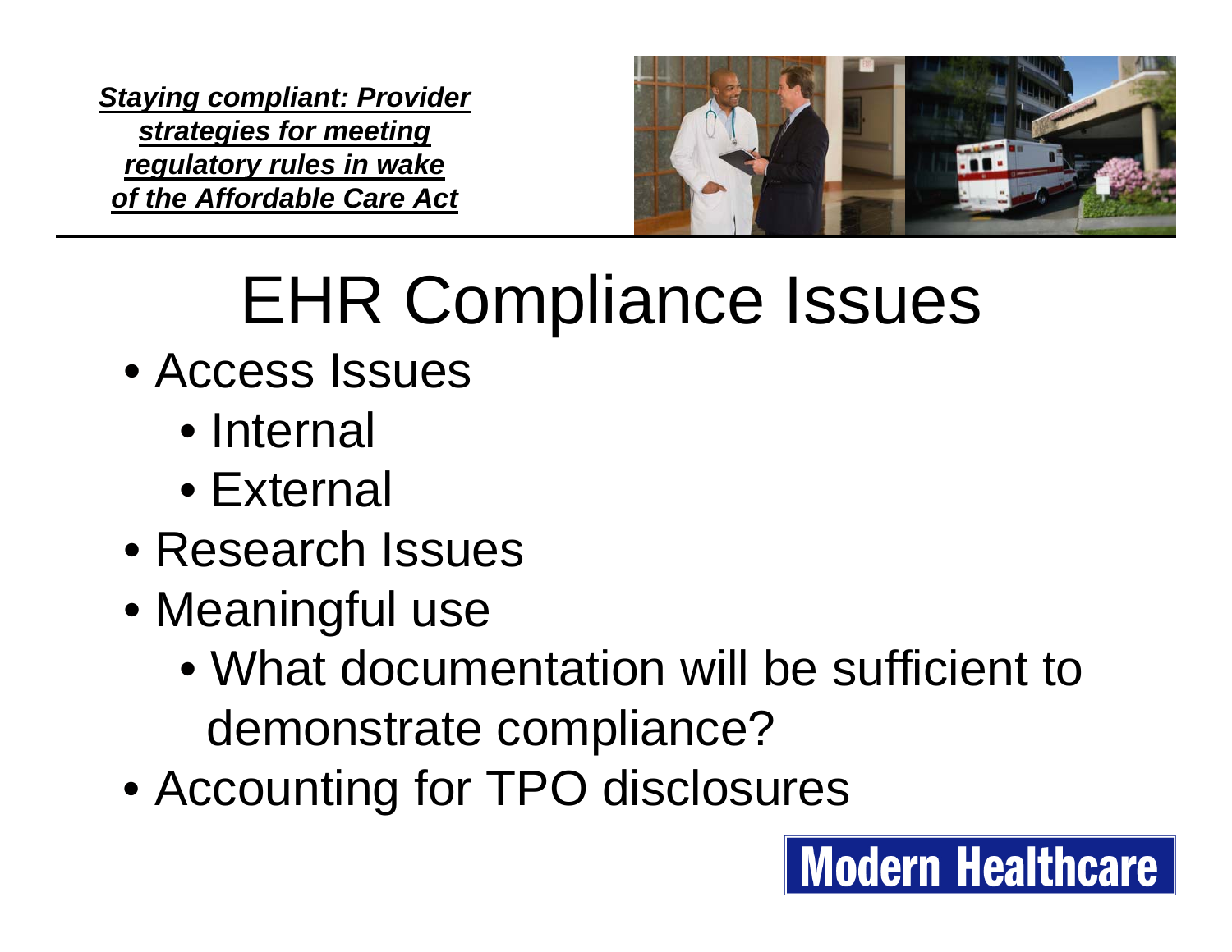# EHR Compliance Issues

- Access Issues
  - Internal
  - External
- Research Issues
- Meaningful use
  - What documentation will be sufficient to demonstrate compliance?
- Accounting for TPO disclosures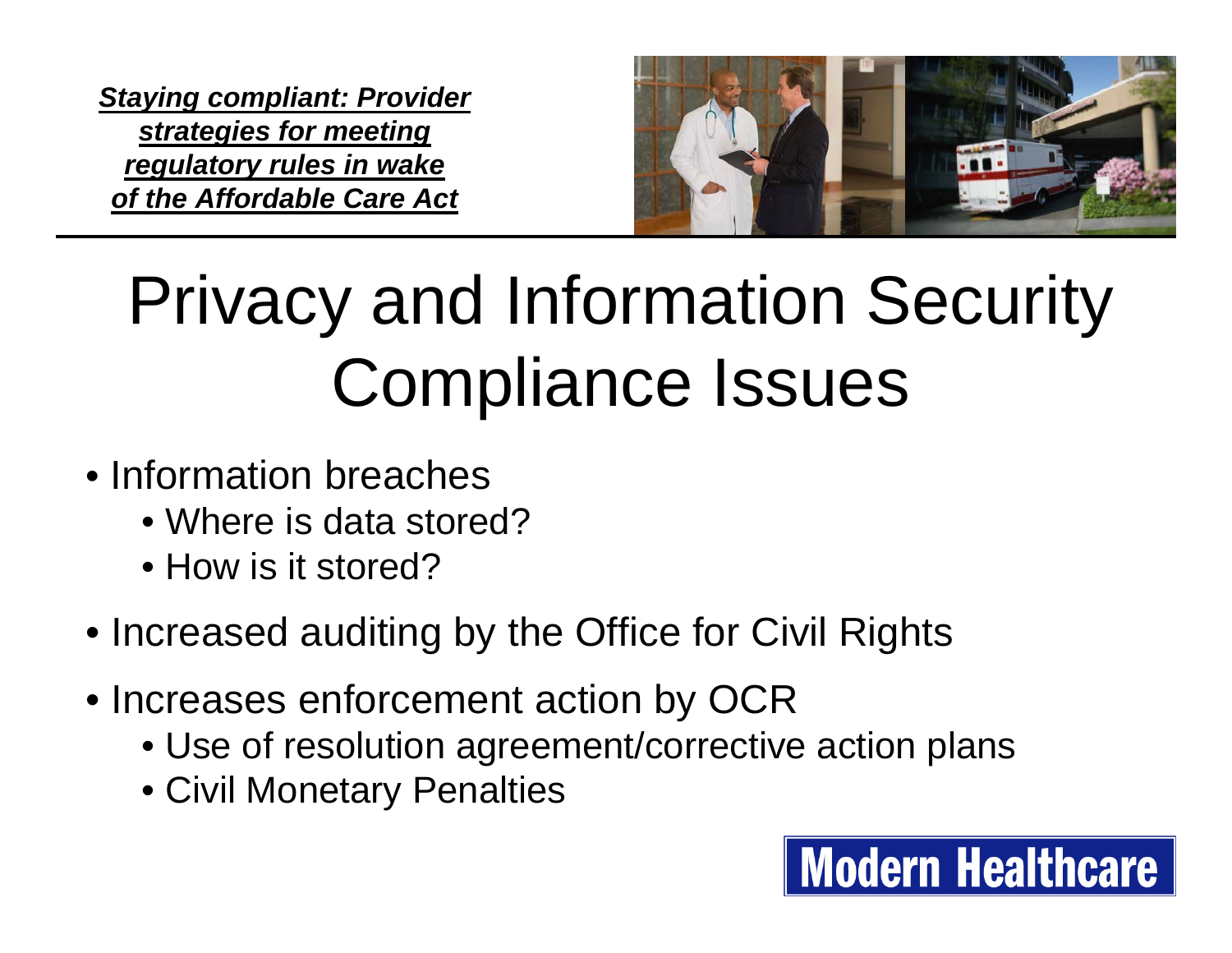***Staying compliant: Provider strategies for meeting regulatory rules in wake of the Affordable Care Act***

# Privacy and Information Security Compliance Issues

- Information breaches
  - Where is data stored?
  - How is it stored?
- Increased auditing by the Office for Civil Rights
- Increases enforcement action by OCR
  - Use of resolution agreement/corrective action plans
  - Civil Monetary Penalties

Modern Healthcare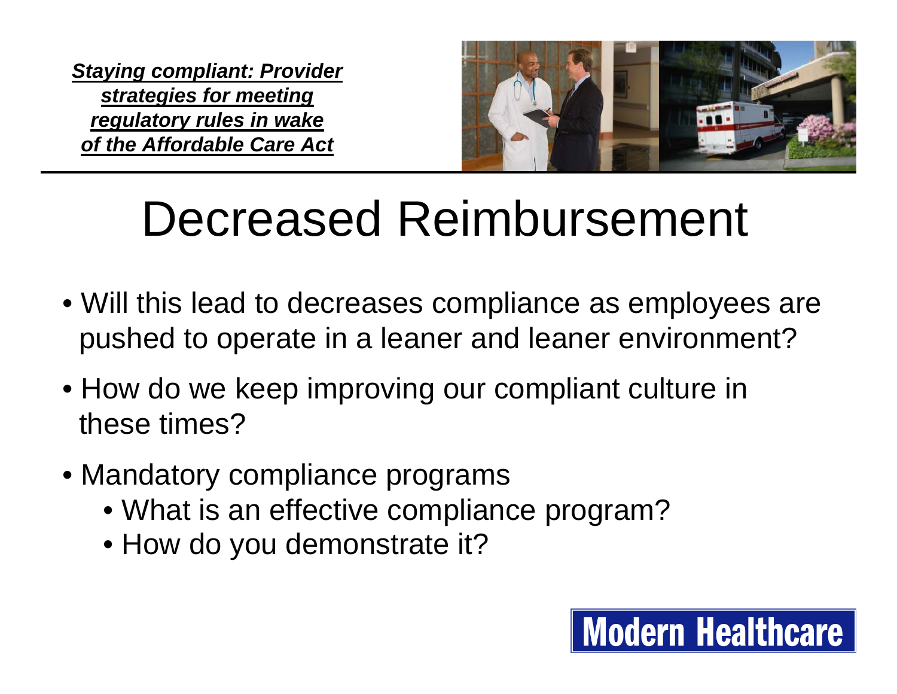# Decreased Reimbursement

- Will this lead to decreases compliance as employees are pushed to operate in a leaner and leaner environment?
- How do we keep improving our compliant culture in these times?
- Mandatory compliance programs
  - What is an effective compliance program?
  - How do you demonstrate it?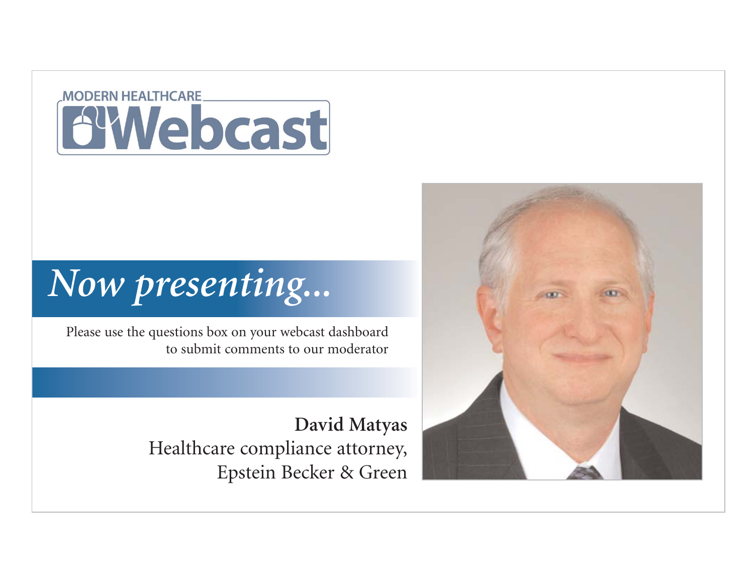MODERN HEALTHCARE

# Webcast

## *Now presenting...*

Please use the questions box on your webcast dashboard to submit comments to our moderator

**David Matyas**
Healthcare compliance attorney,
Epstein Becker & Green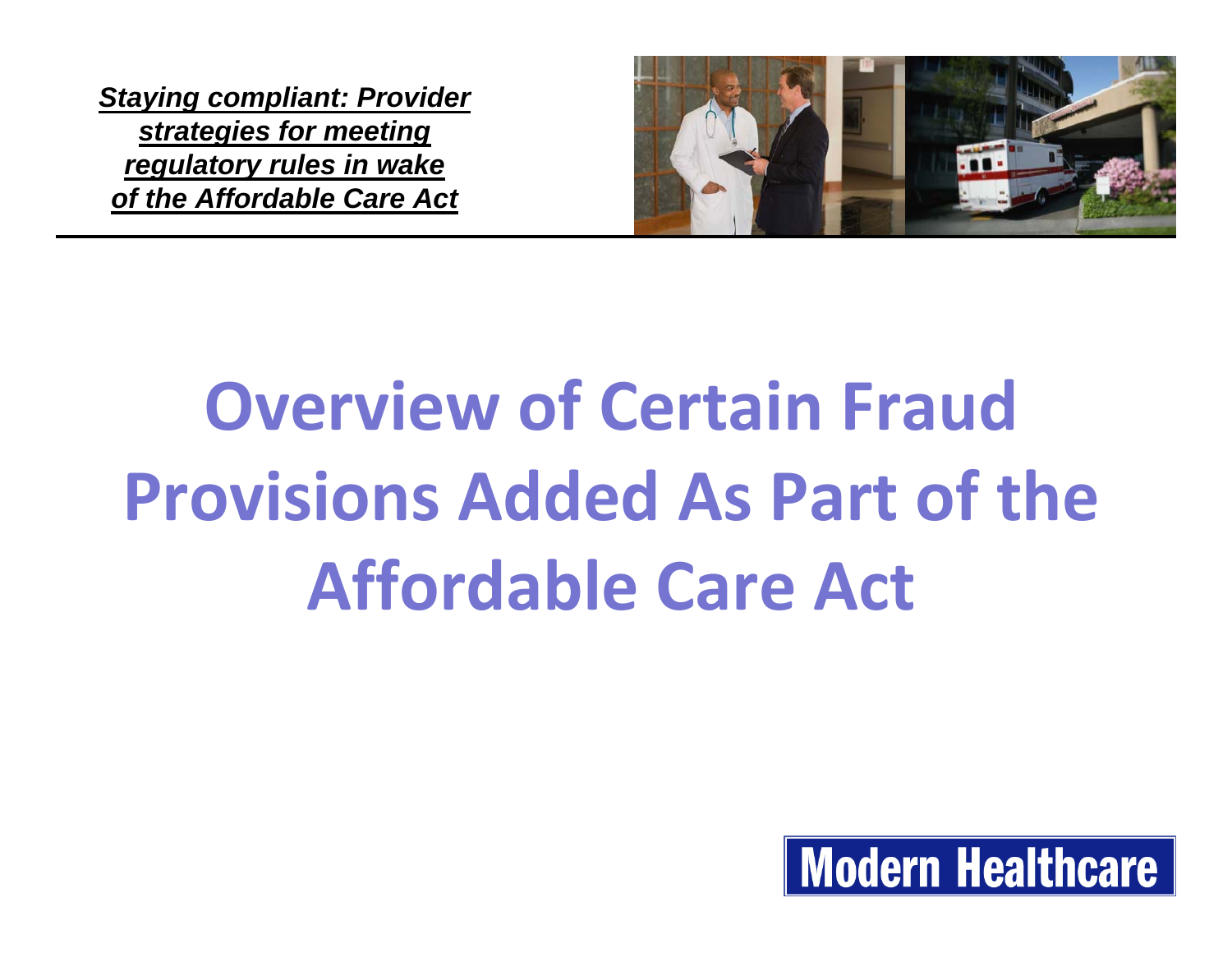***Staying compliant: Provider strategies for meeting regulatory rules in wake of the Affordable Care Act***

# Overview of Certain Fraud Provisions Added As Part of the Affordable Care Act

Modern Healthcare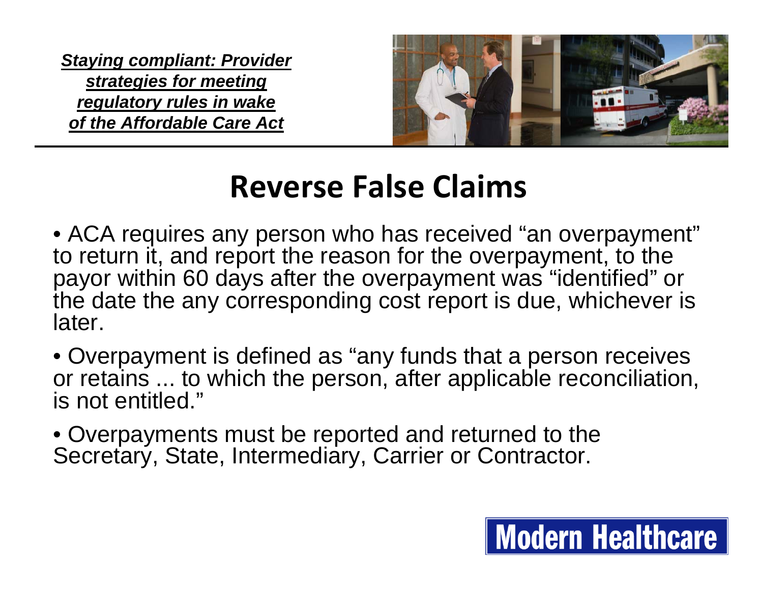***Staying compliant: Provider strategies for meeting regulatory rules in wake of the Affordable Care Act***

# Reverse False Claims

- ACA requires any person who has received "an overpayment" to return it, and report the reason for the overpayment, to the payor within 60 days after the overpayment was "identified" or the date the any corresponding cost report is due, whichever is later.
- Overpayment is defined as "any funds that a person receives or retains ... to which the person, after applicable reconciliation, is not entitled."
- Overpayments must be reported and returned to the Secretary, State, Intermediary, Carrier or Contractor.

Modern Healthcare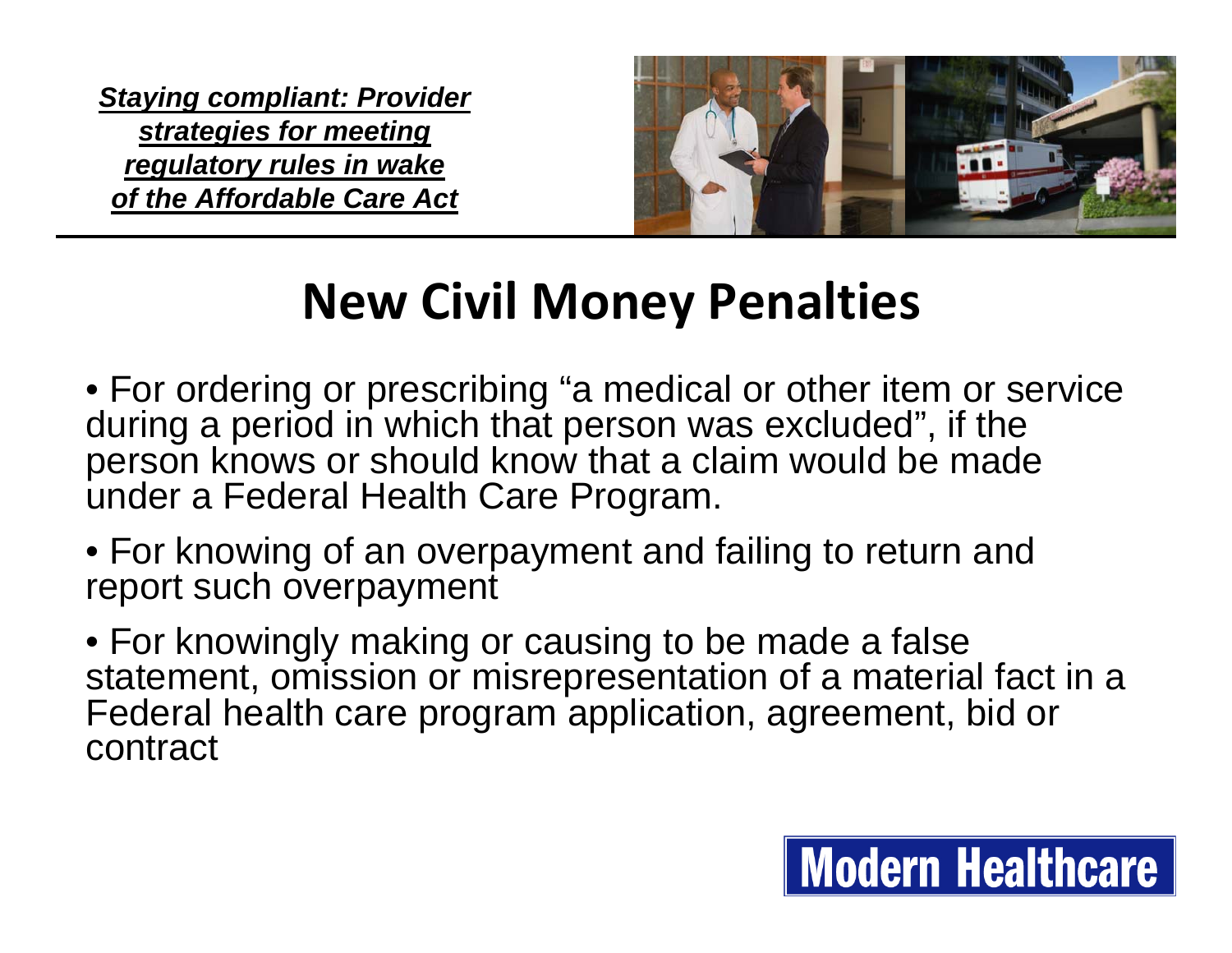# New Civil Money Penalties

- For ordering or prescribing "a medical or other item or service during a period in which that person was excluded", if the person knows or should know that a claim would be made under a Federal Health Care Program.
- For knowing of an overpayment and failing to return and report such overpayment
- For knowingly making or causing to be made a false statement, omission or misrepresentation of a material fact in a Federal health care program application, agreement, bid or contract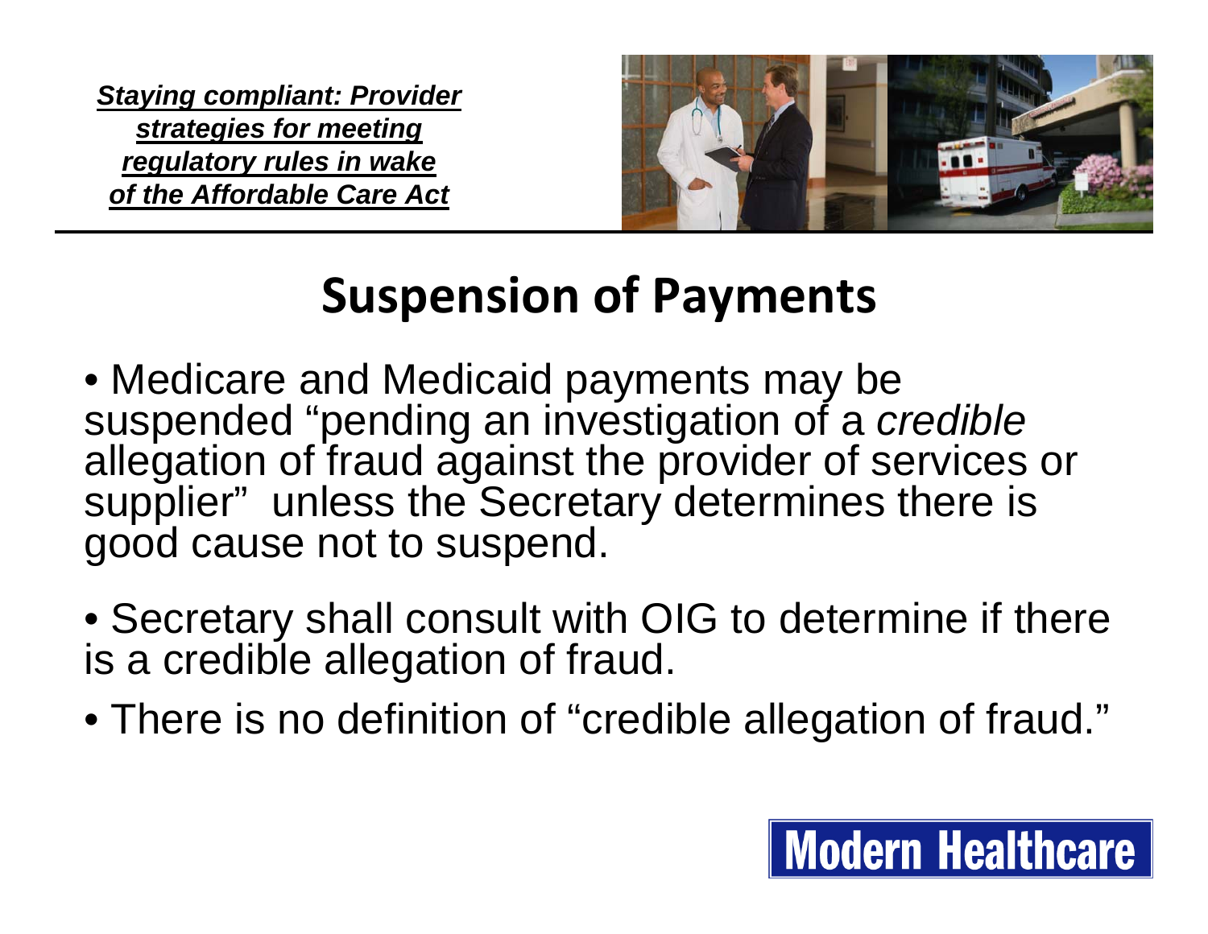# Suspension of Payments

- Medicare and Medicaid payments may be suspended "pending an investigation of a *credible* allegation of fraud against the provider of services or supplier" unless the Secretary determines there is good cause not to suspend.
- Secretary shall consult with OIG to determine if there is a credible allegation of fraud.
- There is no definition of "credible allegation of fraud."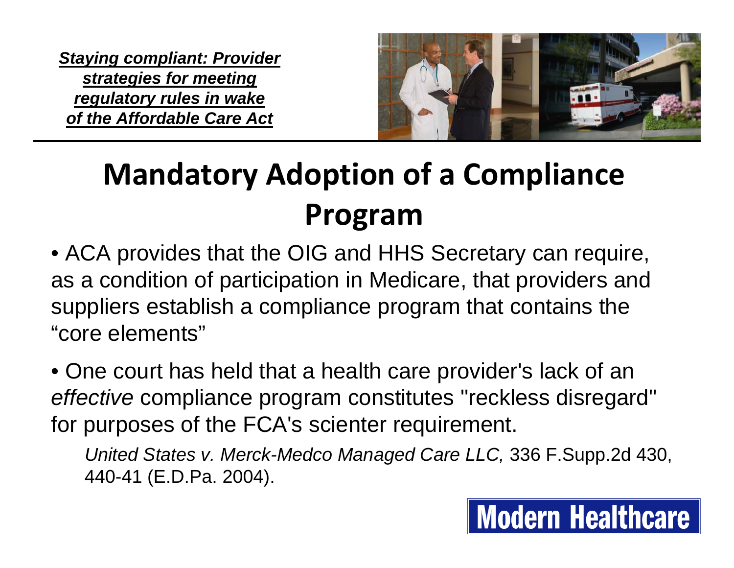***Staying compliant: Provider strategies for meeting regulatory rules in wake of the Affordable Care Act***

# Mandatory Adoption of a Compliance Program

- ACA provides that the OIG and HHS Secretary can require, as a condition of participation in Medicare, that providers and suppliers establish a compliance program that contains the "core elements"

- One court has held that a health care provider's lack of an *effective* compliance program constitutes "reckless disregard" for purposes of the FCA's scienter requirement.

  *United States v. Merck-Medco Managed Care LLC,* 336 F.Supp.2d 430, 440-41 (E.D.Pa. 2004).

Modern Healthcare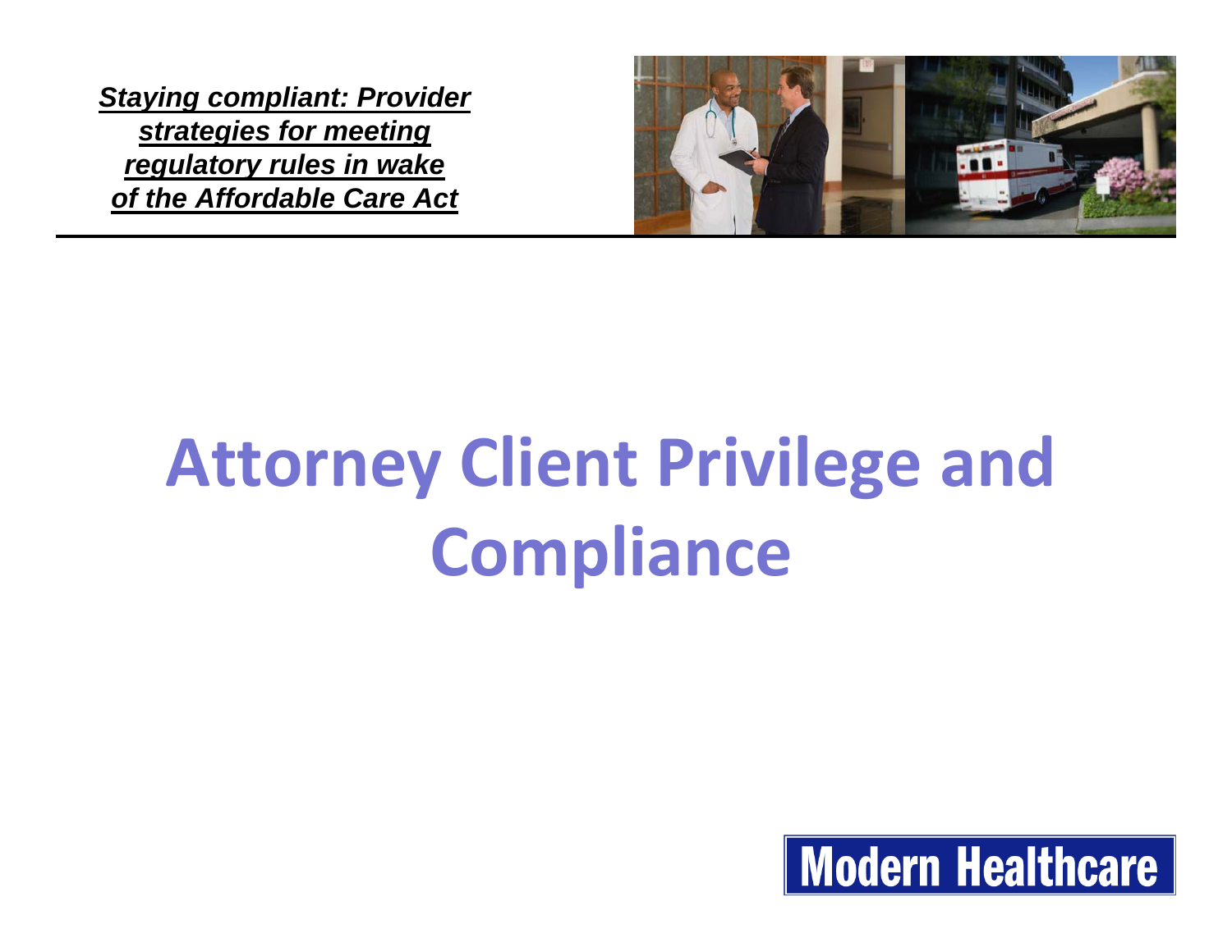# Attorney Client Privilege and Compliance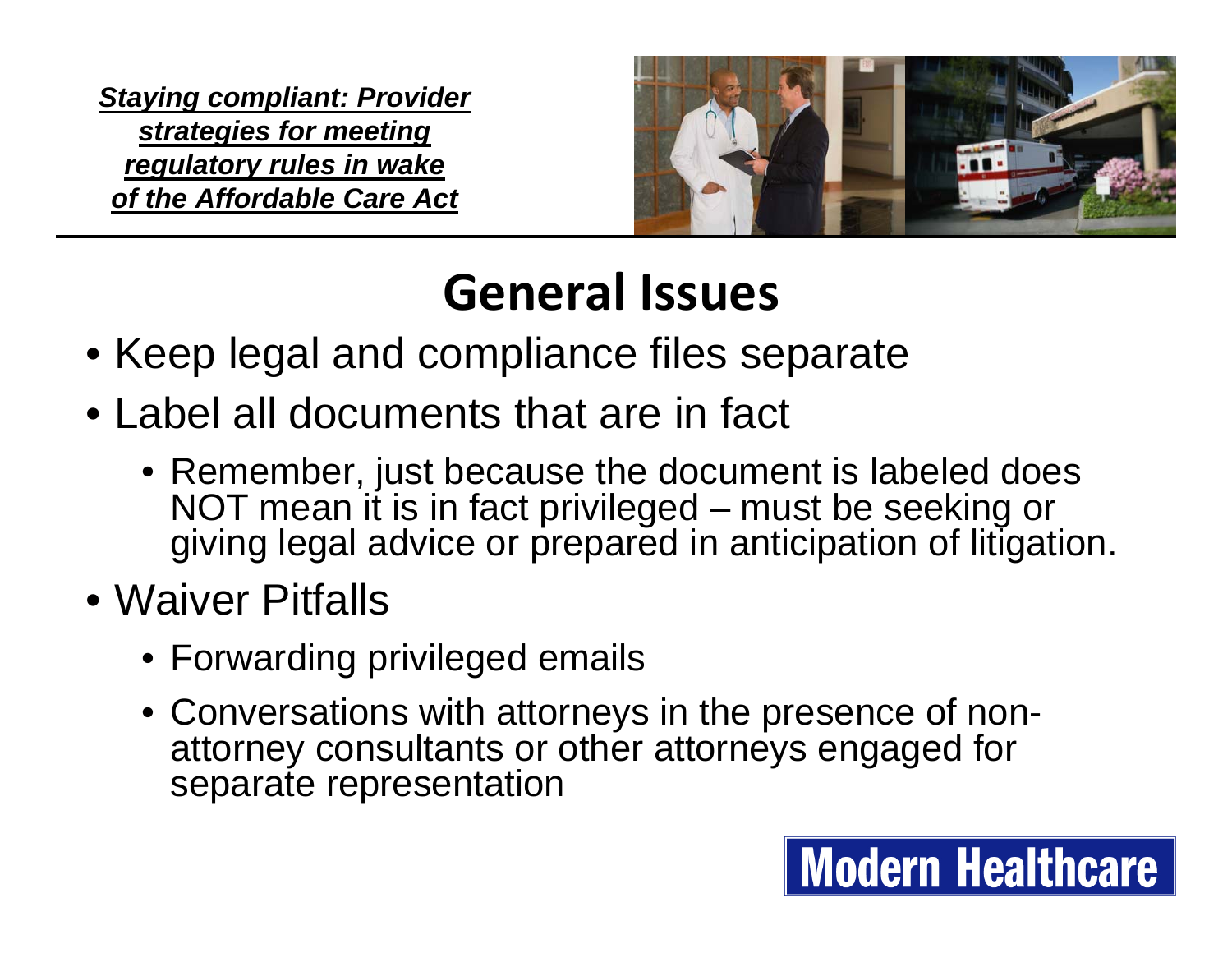***Staying compliant: Provider strategies for meeting regulatory rules in wake of the Affordable Care Act***

# General Issues

- Keep legal and compliance files separate
- Label all documents that are in fact
  - Remember, just because the document is labeled does NOT mean it is in fact privileged – must be seeking or giving legal advice or prepared in anticipation of litigation.
- Waiver Pitfalls
  - Forwarding privileged emails
  - Conversations with attorneys in the presence of non-attorney consultants or other attorneys engaged for separate representation

Modern Healthcare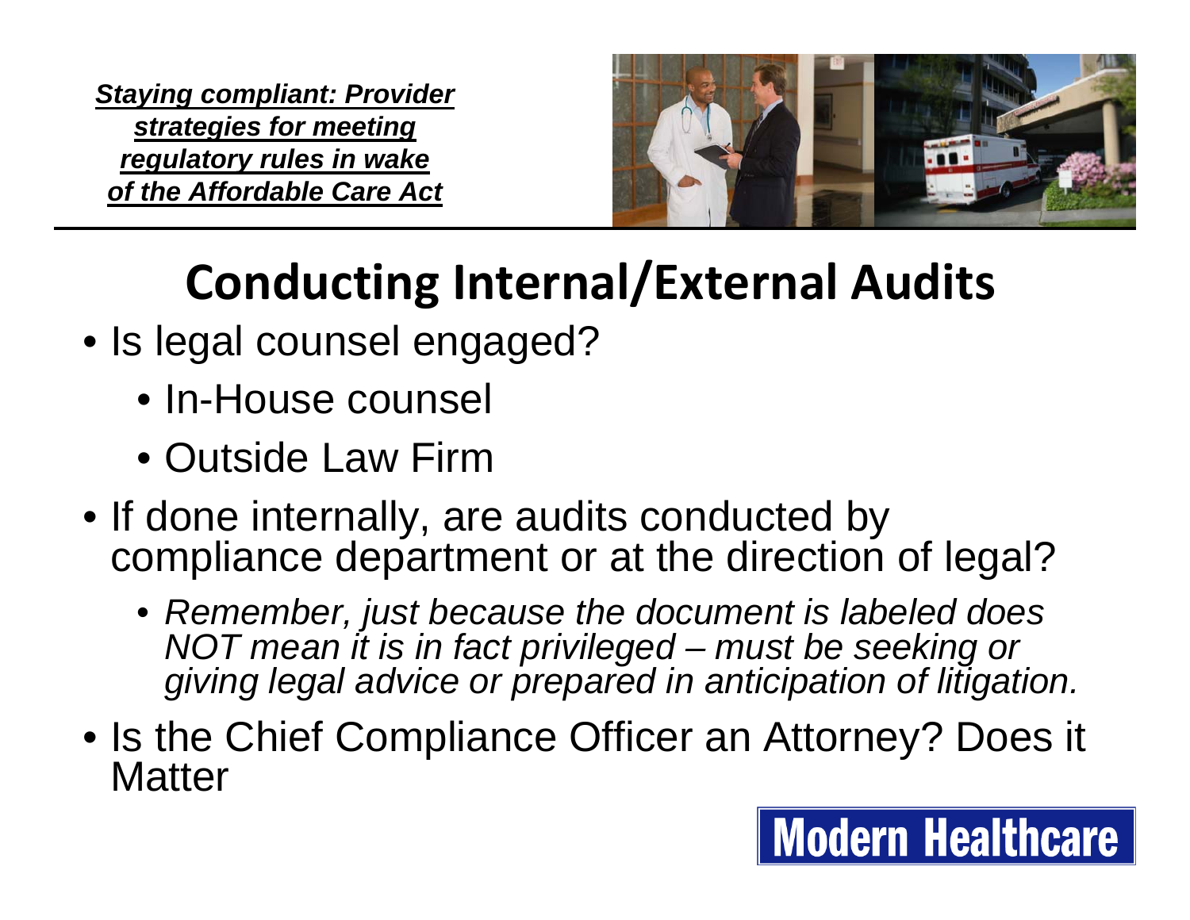***Staying compliant: Provider strategies for meeting regulatory rules in wake of the Affordable Care Act***

# Conducting Internal/External Audits

- Is legal counsel engaged?
  - In-House counsel
  - Outside Law Firm
- If done internally, are audits conducted by compliance department or at the direction of legal?
  - *Remember, just because the document is labeled does NOT mean it is in fact privileged – must be seeking or giving legal advice or prepared in anticipation of litigation.*
- Is the Chief Compliance Officer an Attorney? Does it Matter

Modern Healthcare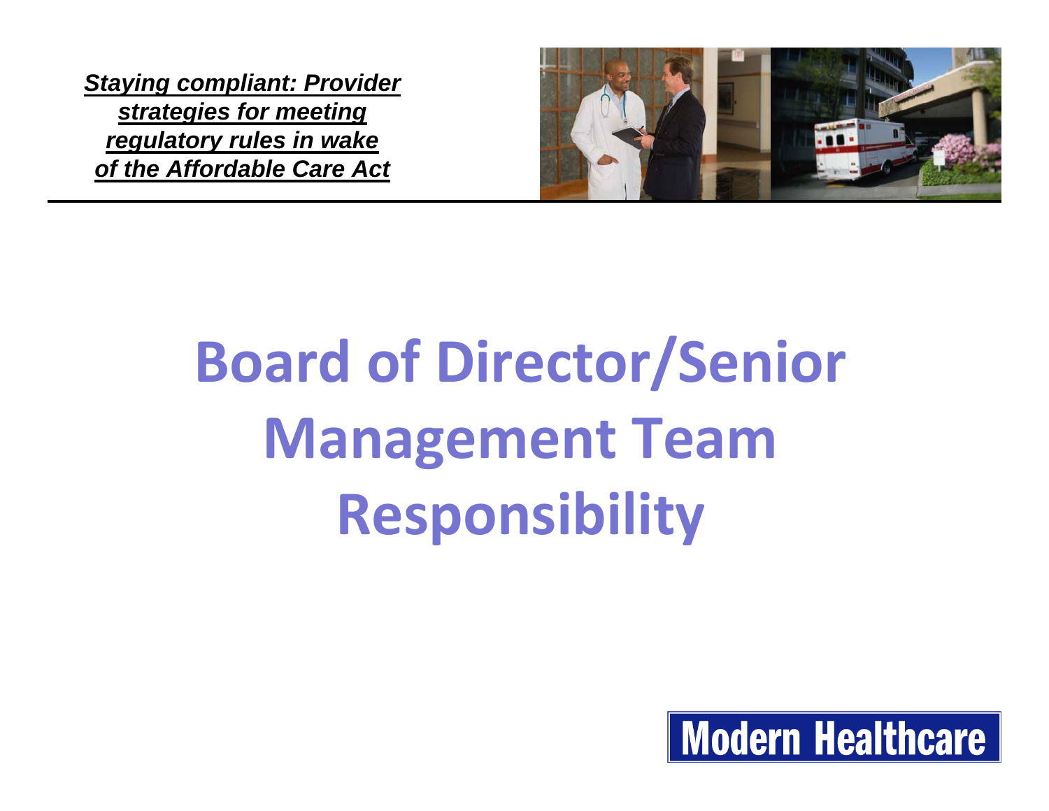# Board of Director/Senior Management Team Responsibility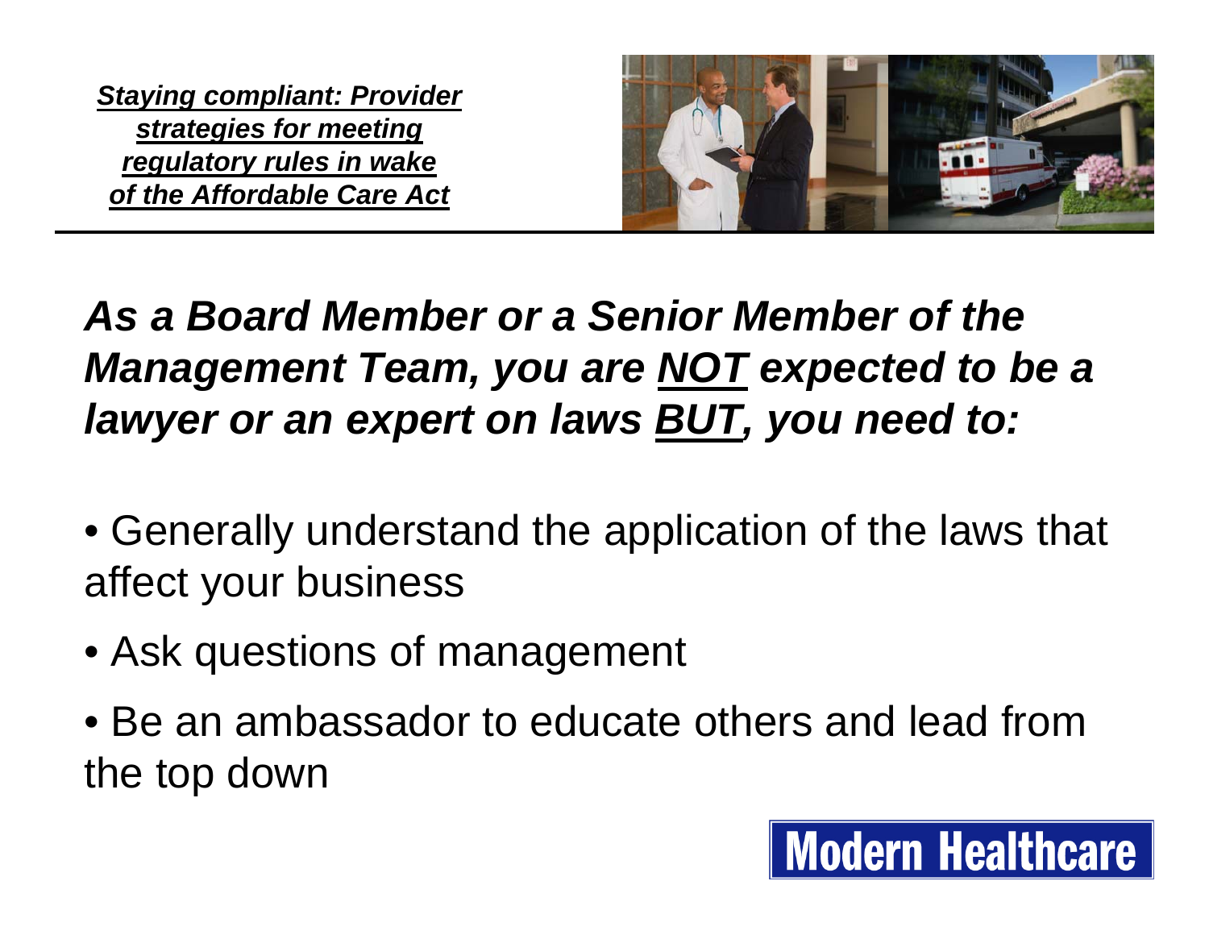***Staying compliant: Provider strategies for meeting regulatory rules in wake of the Affordable Care Act***

## *As a Board Member or a Senior Member of the Management Team, you are NOT expected to be a lawyer or an expert on laws BUT, you need to:*

- Generally understand the application of the laws that affect your business
- Ask questions of management
- Be an ambassador to educate others and lead from the top down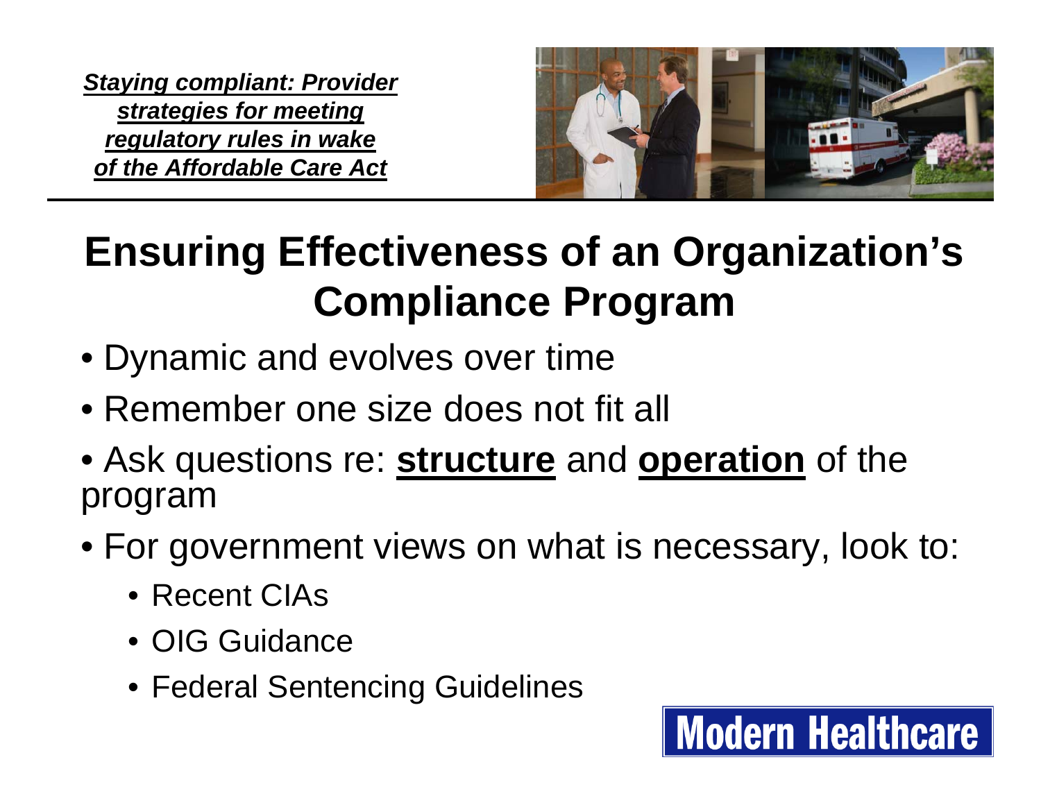***Staying compliant: Provider strategies for meeting regulatory rules in wake of the Affordable Care Act***

# Ensuring Effectiveness of an Organization's Compliance Program

- Dynamic and evolves over time
- Remember one size does not fit all
- Ask questions re: **structure** and **operation** of the program
- For government views on what is necessary, look to:
  - Recent CIAs
  - OIG Guidance
  - Federal Sentencing Guidelines

Modern Healthcare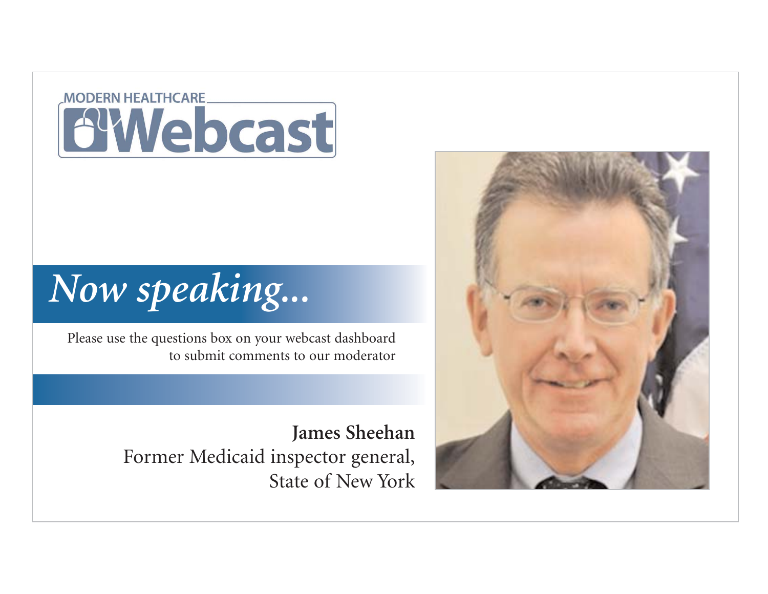MODERN HEALTHCARE

# Webcast

## *Now speaking...*

Please use the questions box on your webcast dashboard to submit comments to our moderator

**James Sheehan**
Former Medicaid inspector general,
State of New York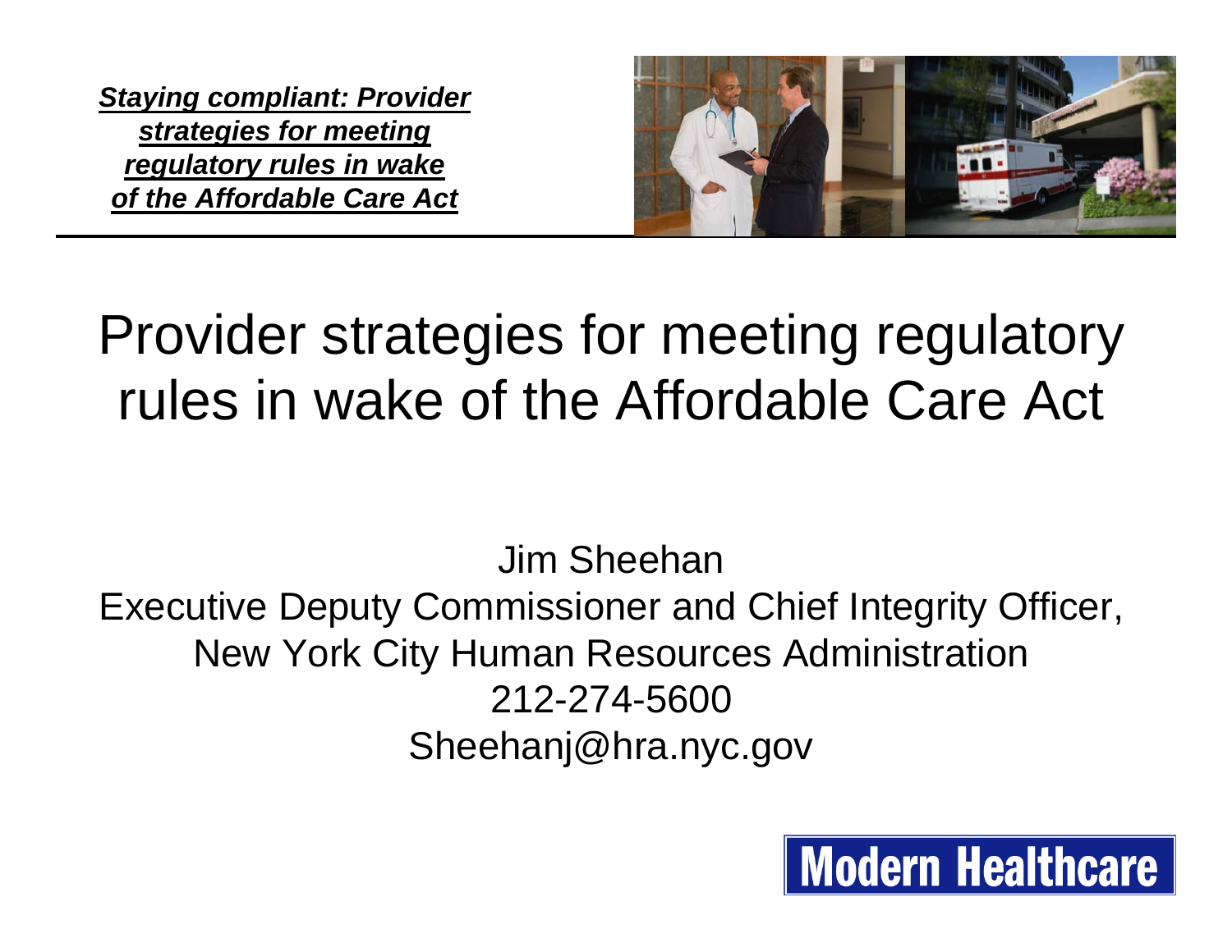***Staying compliant: Provider strategies for meeting regulatory rules in wake of the Affordable Care Act***

# Provider strategies for meeting regulatory rules in wake of the Affordable Care Act

Jim Sheehan
Executive Deputy Commissioner and Chief Integrity Officer,
New York City Human Resources Administration
212-274-5600
Sheehanj@hra.nyc.gov

**Modern Healthcare**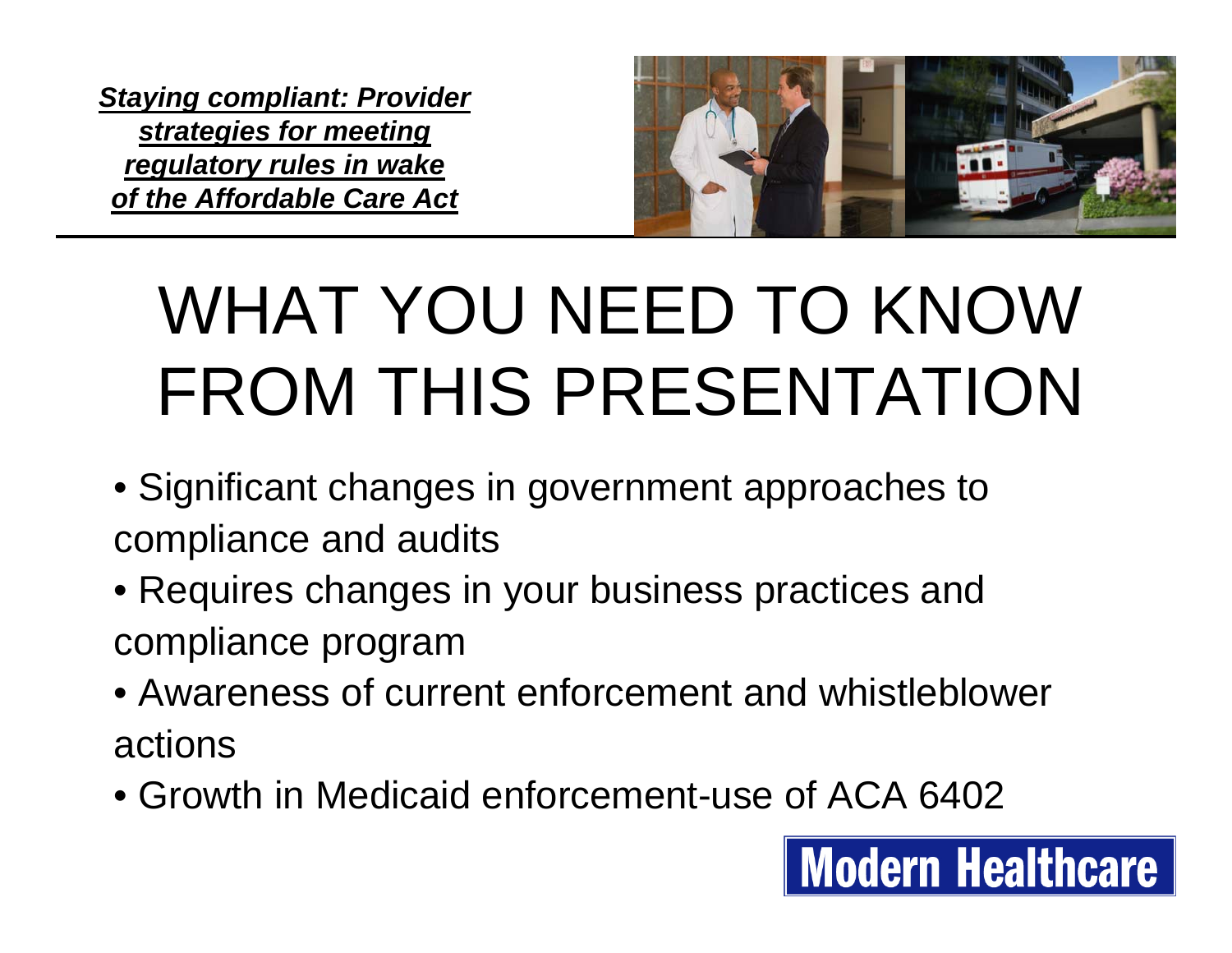***Staying compliant: Provider strategies for meeting regulatory rules in wake of the Affordable Care Act***

# WHAT YOU NEED TO KNOW FROM THIS PRESENTATION

- Significant changes in government approaches to compliance and audits
- Requires changes in your business practices and compliance program
- Awareness of current enforcement and whistleblower actions
- Growth in Medicaid enforcement-use of ACA 6402

Modern Healthcare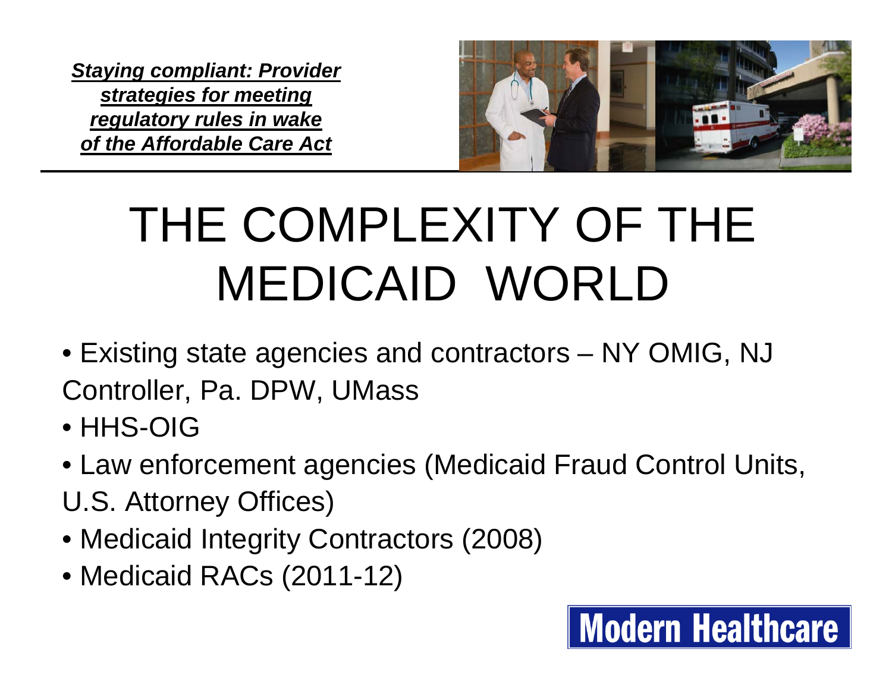# THE COMPLEXITY OF THE MEDICAID WORLD

- Existing state agencies and contractors – NY OMIG, NJ Controller, Pa. DPW, UMass
- HHS-OIG
- Law enforcement agencies (Medicaid Fraud Control Units, U.S. Attorney Offices)
- Medicaid Integrity Contractors (2008)
- Medicaid RACs (2011-12)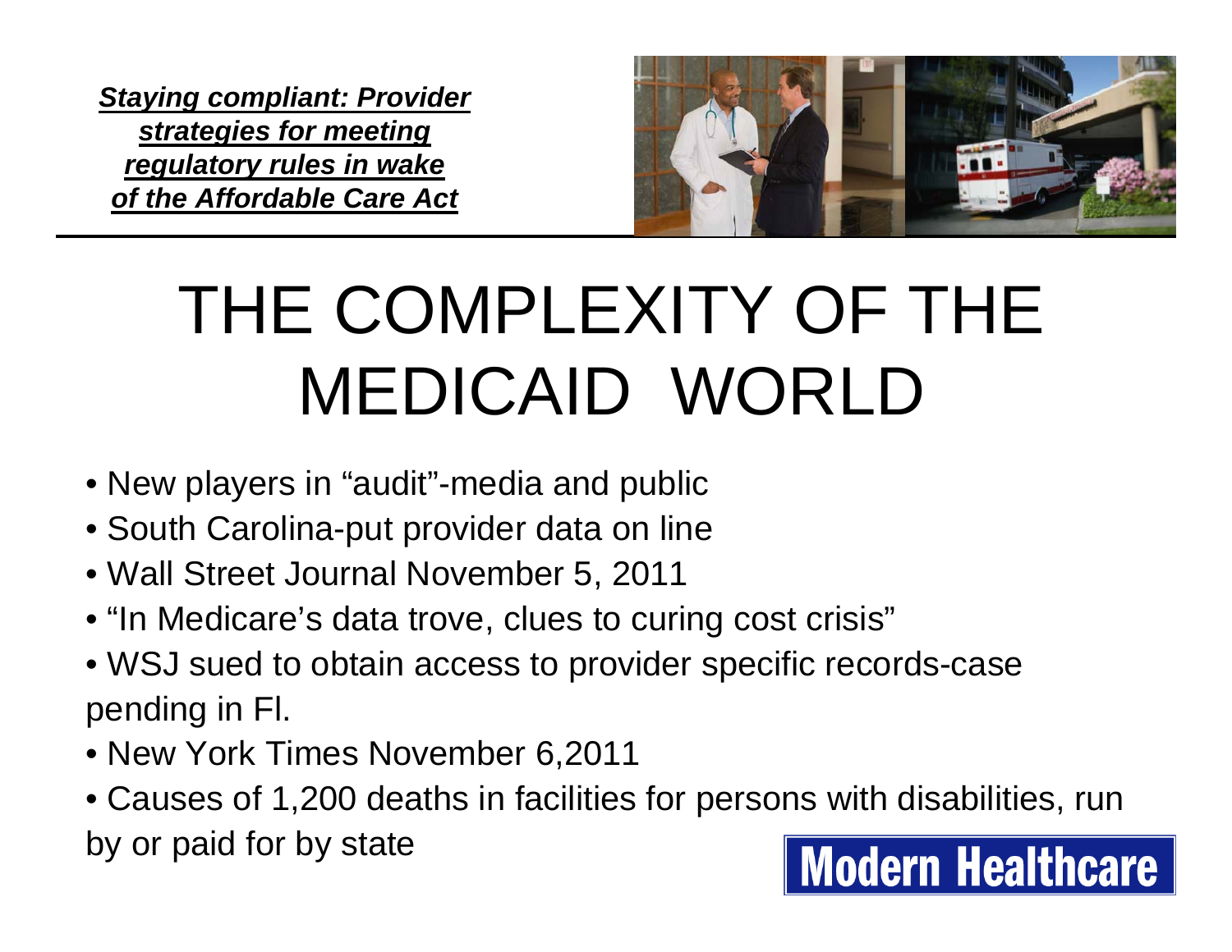***Staying compliant: Provider strategies for meeting regulatory rules in wake of the Affordable Care Act***

# THE COMPLEXITY OF THE MEDICAID WORLD

- New players in "audit"-media and public
- South Carolina-put provider data on line
- Wall Street Journal November 5, 2011
- "In Medicare's data trove, clues to curing cost crisis"
- WSJ sued to obtain access to provider specific records-case pending in Fl.
- New York Times November 6,2011
- Causes of 1,200 deaths in facilities for persons with disabilities, run by or paid for by state

Modern Healthcare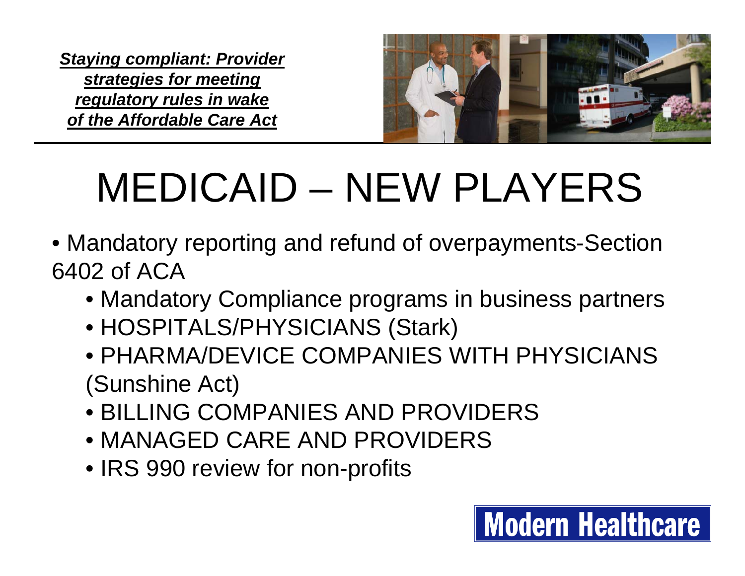***Staying compliant: Provider strategies for meeting regulatory rules in wake of the Affordable Care Act***

# MEDICAID – NEW PLAYERS

- Mandatory reporting and refund of overpayments-Section 6402 of ACA
  - Mandatory Compliance programs in business partners
  - HOSPITALS/PHYSICIANS (Stark)
  - PHARMA/DEVICE COMPANIES WITH PHYSICIANS (Sunshine Act)
  - BILLING COMPANIES AND PROVIDERS
  - MANAGED CARE AND PROVIDERS
  - IRS 990 review for non-profits

Modern Healthcare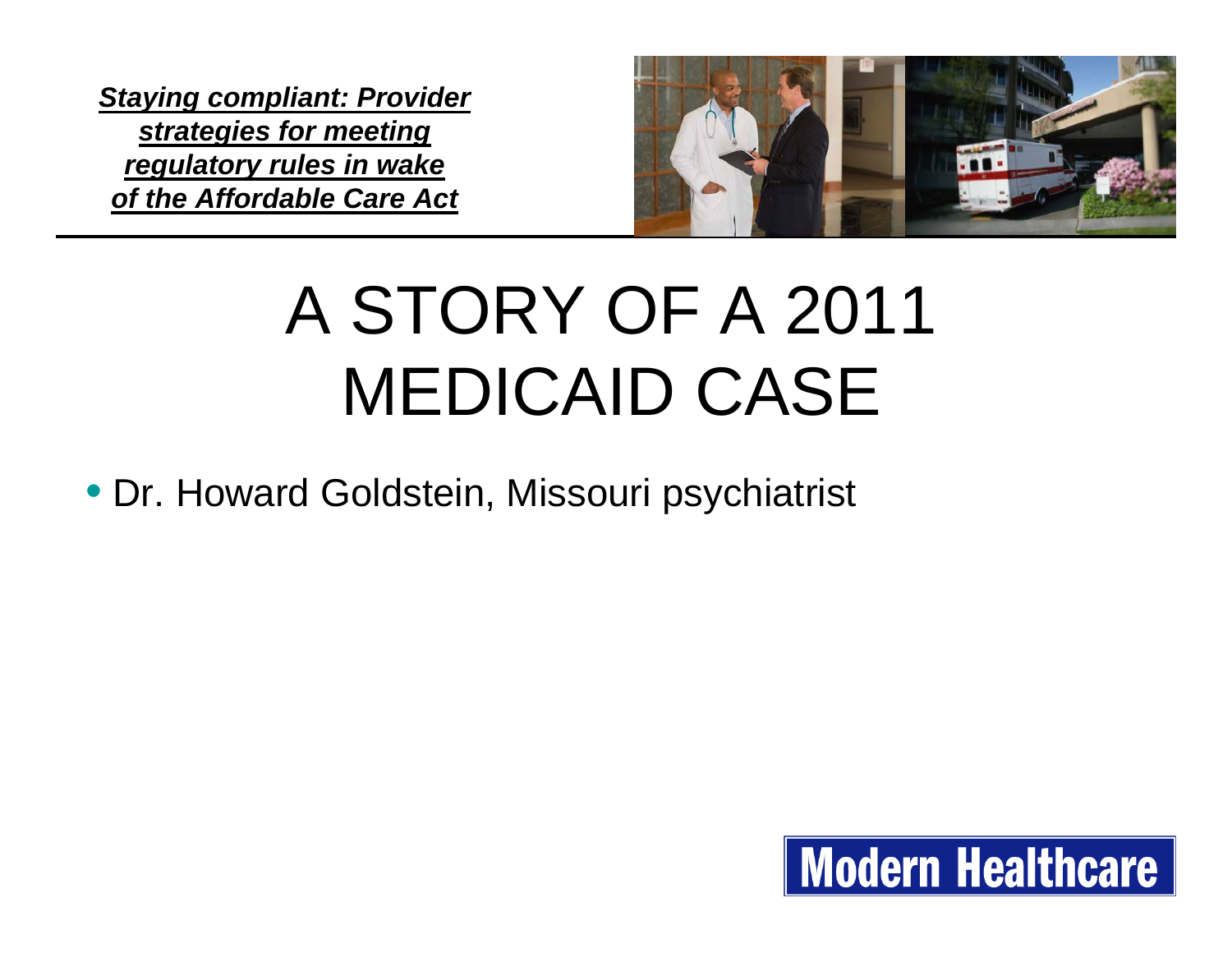***Staying compliant: Provider strategies for meeting regulatory rules in wake of the Affordable Care Act***

# A STORY OF A 2011 MEDICAID CASE

- Dr. Howard Goldstein, Missouri psychiatrist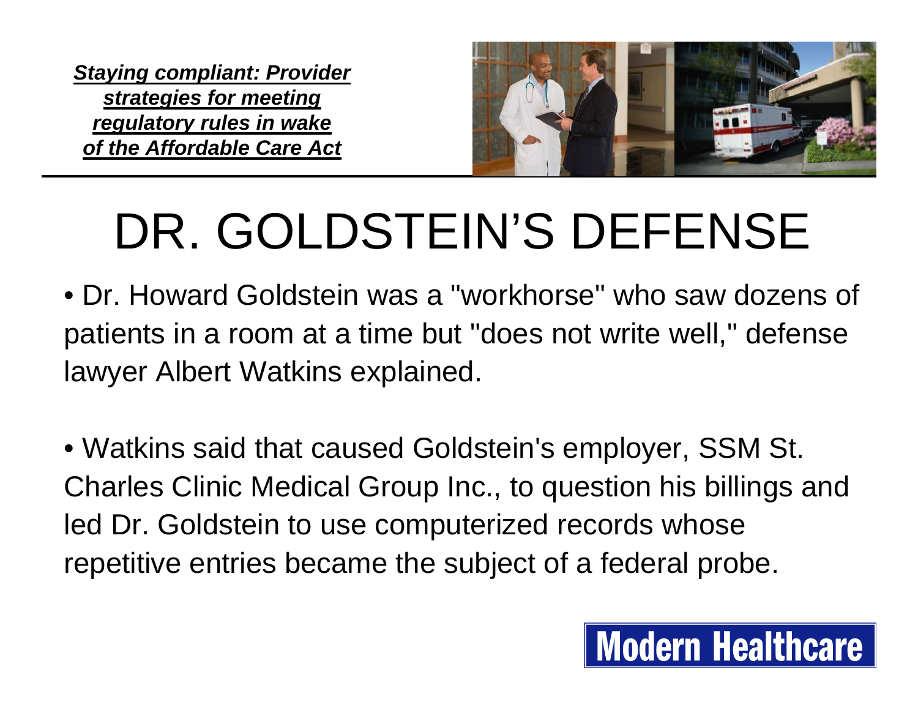***Staying compliant: Provider strategies for meeting regulatory rules in wake of the Affordable Care Act***

# DR. GOLDSTEIN'S DEFENSE

- Dr. Howard Goldstein was a "workhorse" who saw dozens of patients in a room at a time but "does not write well," defense lawyer Albert Watkins explained.

- Watkins said that caused Goldstein's employer, SSM St. Charles Clinic Medical Group Inc., to question his billings and led Dr. Goldstein to use computerized records whose repetitive entries became the subject of a federal probe.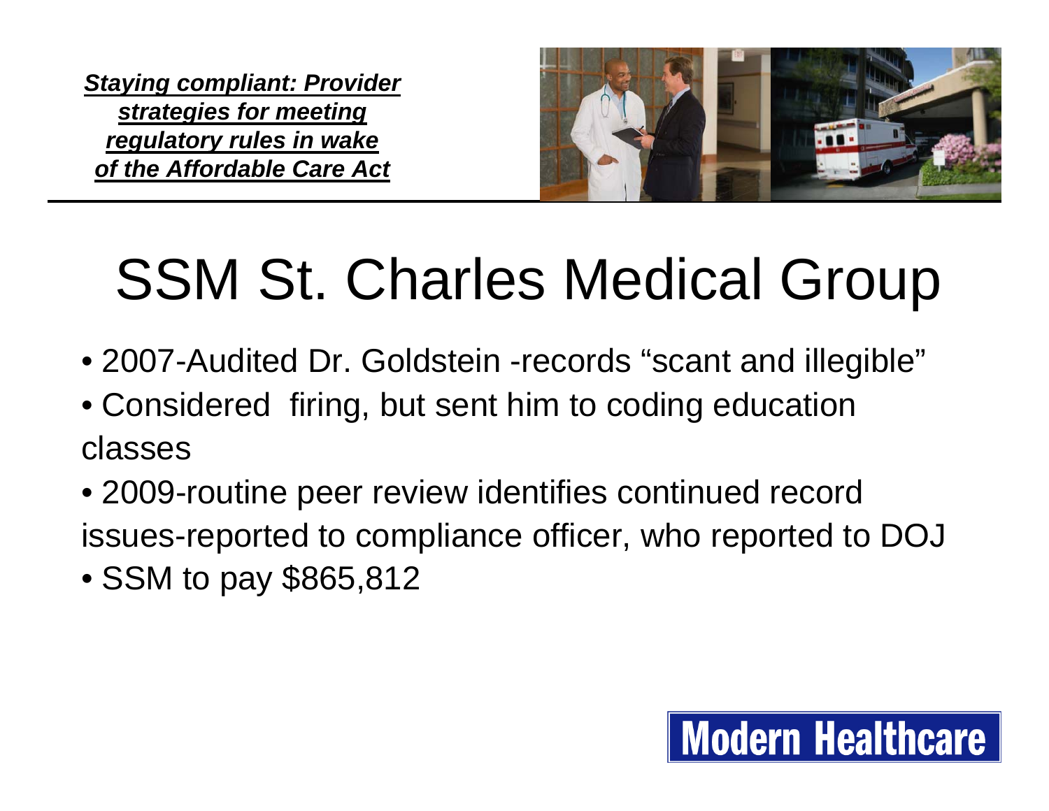***Staying compliant: Provider strategies for meeting regulatory rules in wake of the Affordable Care Act***

# SSM St. Charles Medical Group

- 2007-Audited Dr. Goldstein -records “scant and illegible”
- Considered firing, but sent him to coding education classes
- 2009-routine peer review identifies continued record issues-reported to compliance officer, who reported to DOJ
- SSM to pay $865,812

Modern Healthcare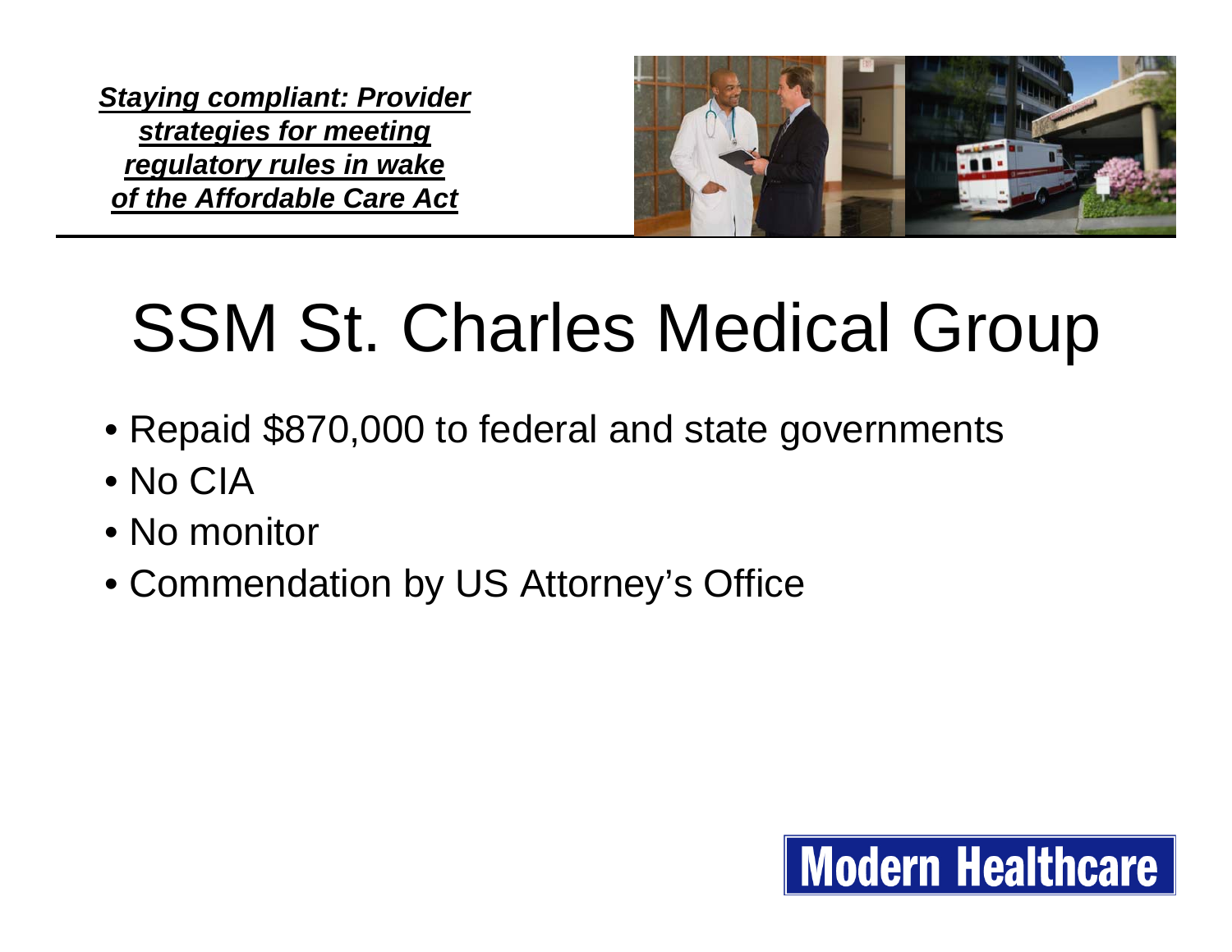# SSM St. Charles Medical Group

- Repaid $870,000 to federal and state governments
- No CIA
- No monitor
- Commendation by US Attorney's Office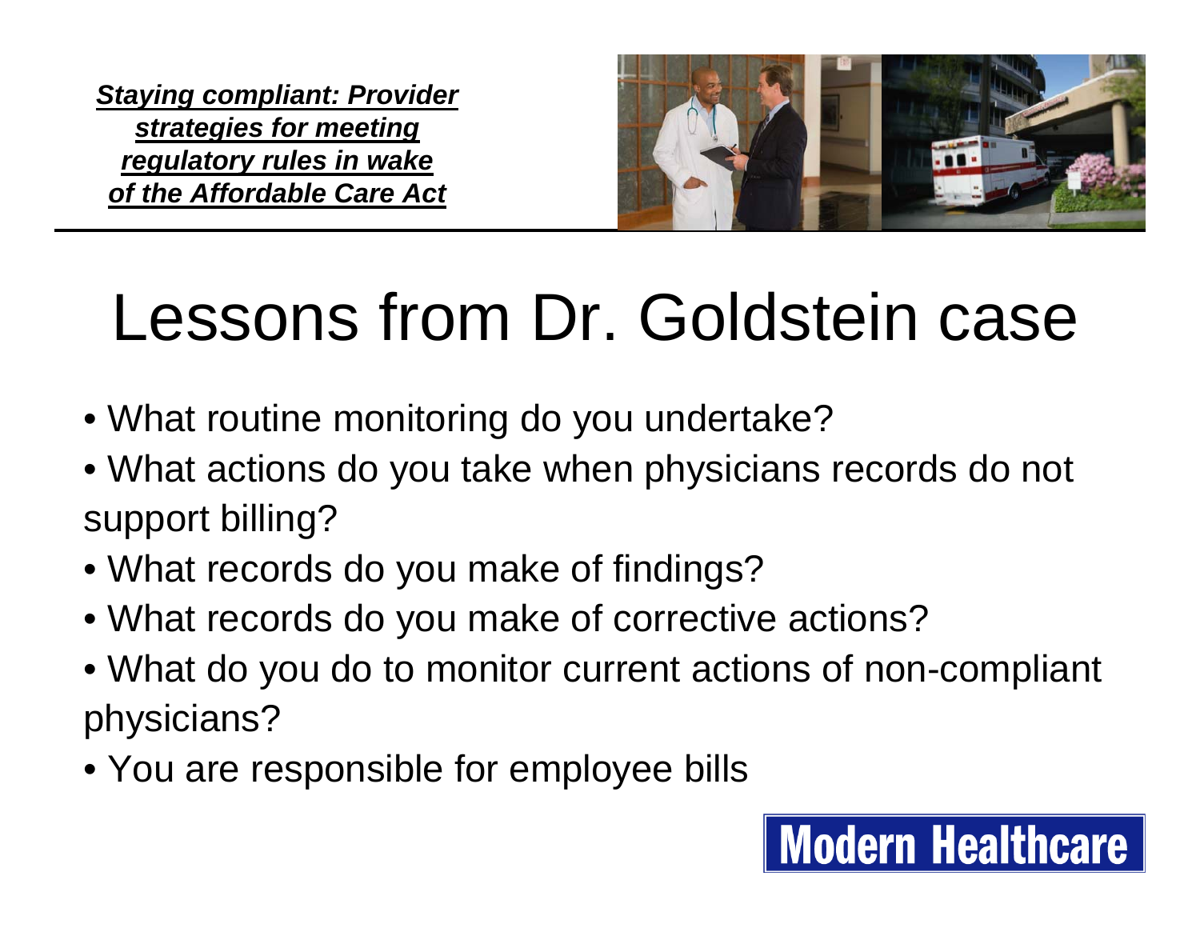***Staying compliant: Provider strategies for meeting regulatory rules in wake of the Affordable Care Act***

# Lessons from Dr. Goldstein case

- What routine monitoring do you undertake?
- What actions do you take when physicians records do not support billing?
- What records do you make of findings?
- What records do you make of corrective actions?
- What do you do to monitor current actions of non-compliant physicians?
- You are responsible for employee bills

Modern Healthcare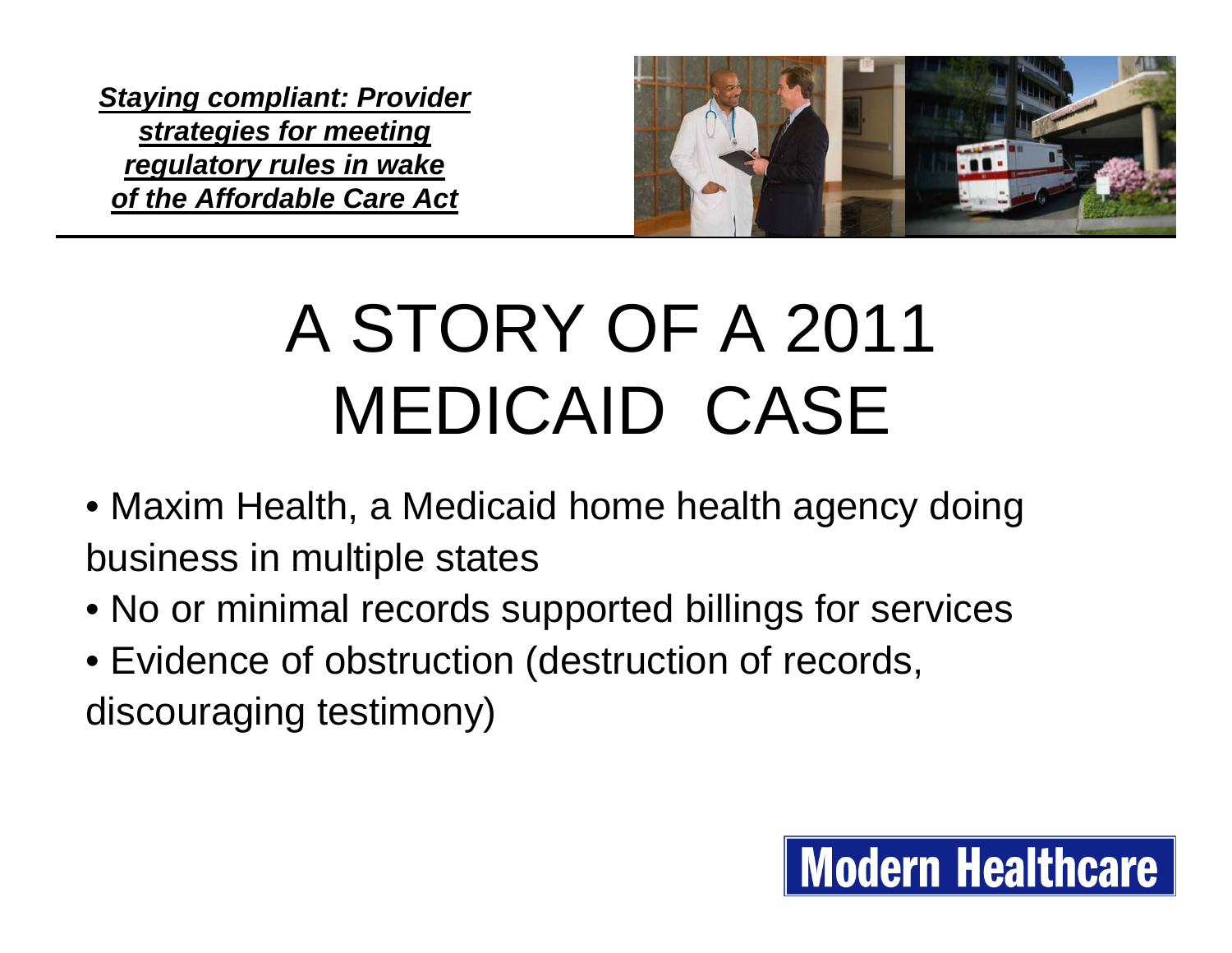***Staying compliant: Provider strategies for meeting regulatory rules in wake of the Affordable Care Act***

# A STORY OF A 2011 MEDICAID CASE

- Maxim Health, a Medicaid home health agency doing business in multiple states
- No or minimal records supported billings for services
- Evidence of obstruction (destruction of records, discouraging testimony)

Modern Healthcare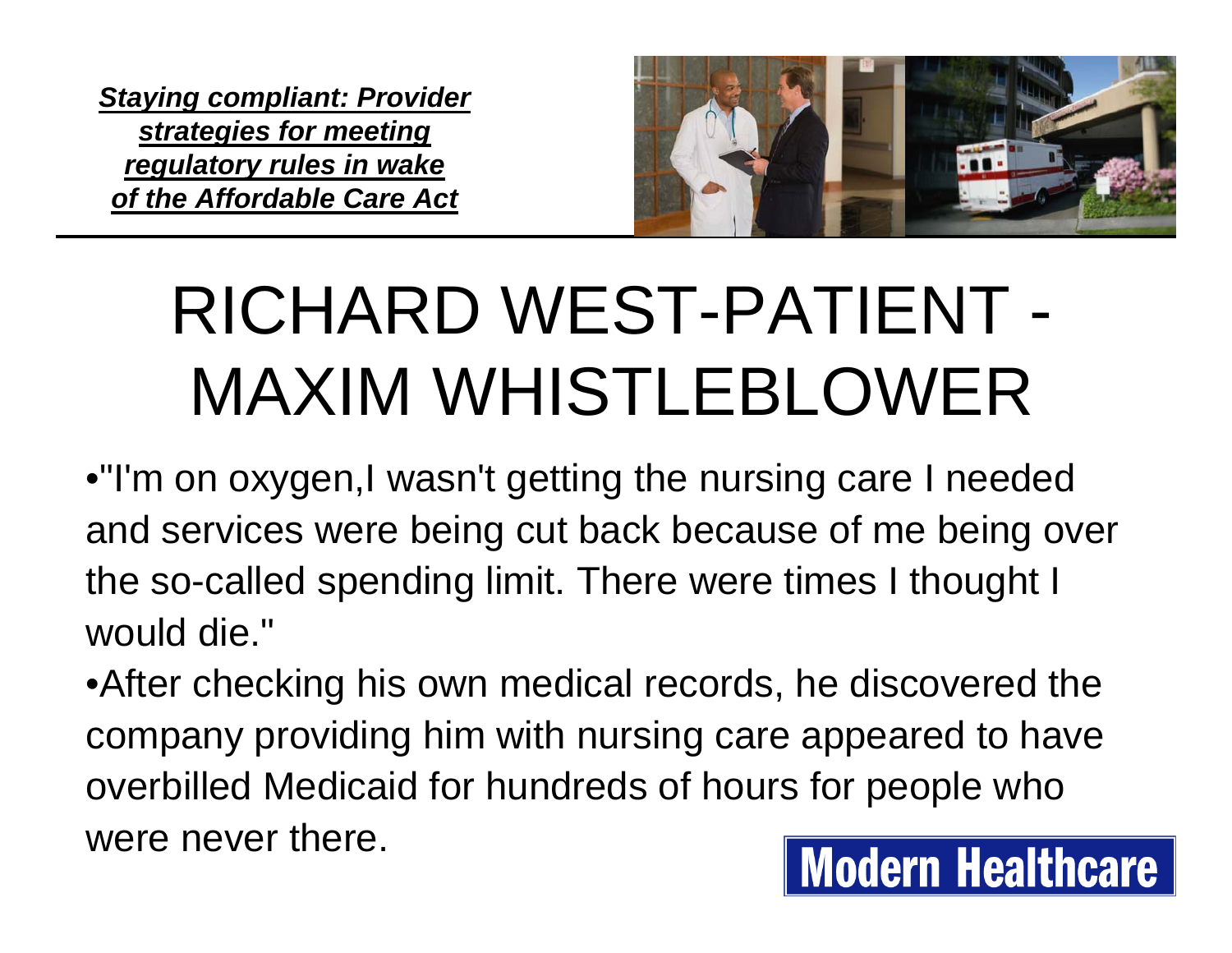***Staying compliant: Provider strategies for meeting regulatory rules in wake of the Affordable Care Act***

# RICHARD WEST-PATIENT - MAXIM WHISTLEBLOWER

- "I'm on oxygen,I wasn't getting the nursing care I needed and services were being cut back because of me being over the so-called spending limit. There were times I thought I would die."
- After checking his own medical records, he discovered the company providing him with nursing care appeared to have overbilled Medicaid for hundreds of hours for people who were never there.

Modern Healthcare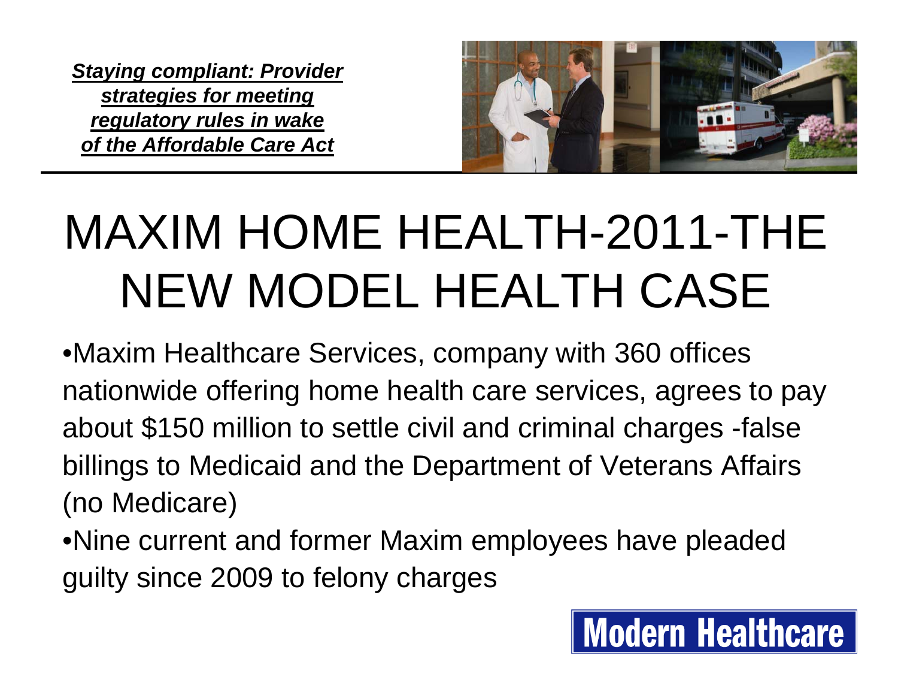***Staying compliant: Provider strategies for meeting regulatory rules in wake of the Affordable Care Act***

# MAXIM HOME HEALTH-2011-THE NEW MODEL HEALTH CASE

- Maxim Healthcare Services, company with 360 offices nationwide offering home health care services, agrees to pay about $150 million to settle civil and criminal charges -false billings to Medicaid and the Department of Veterans Affairs (no Medicare)
- Nine current and former Maxim employees have pleaded guilty since 2009 to felony charges

Modern Healthcare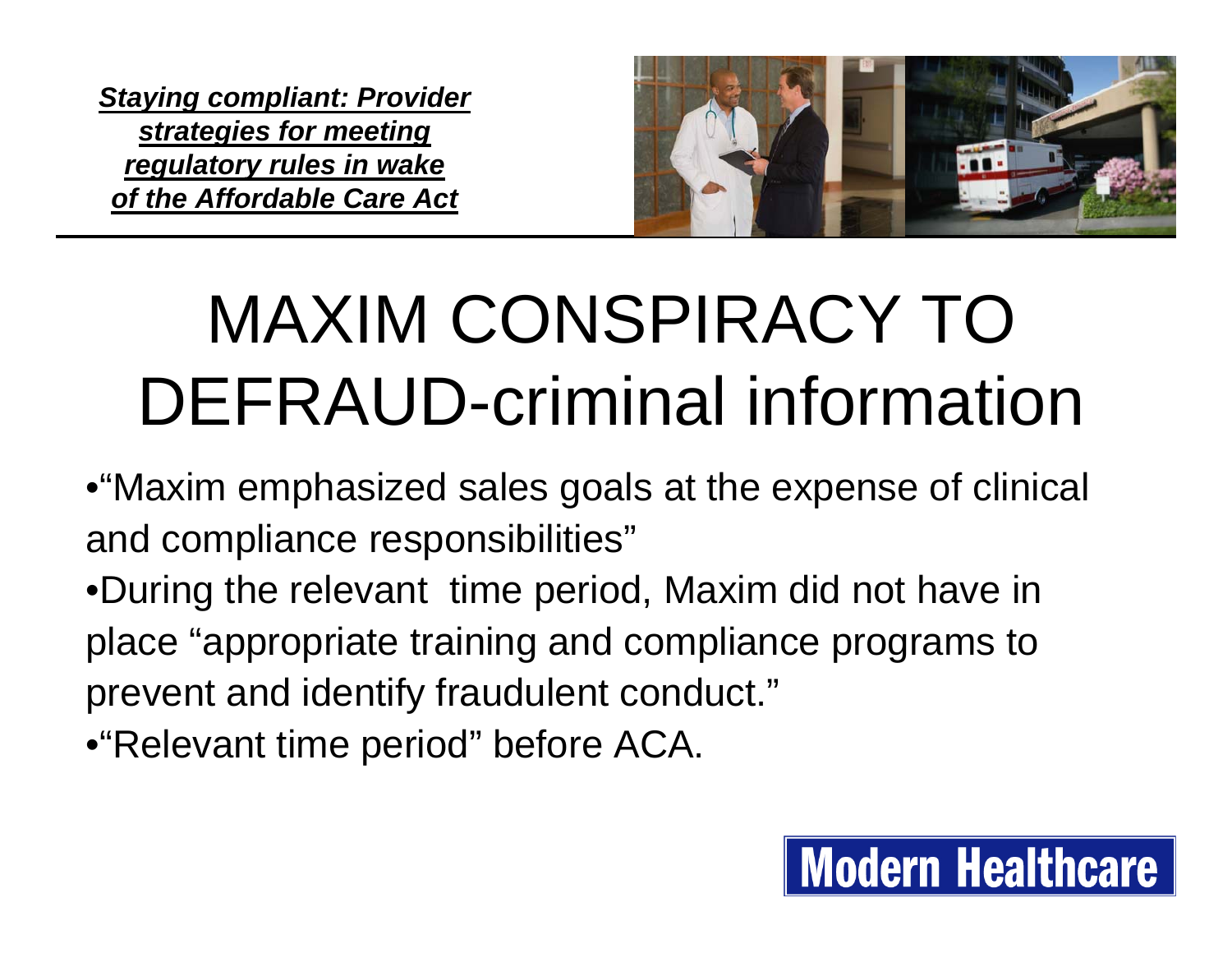# MAXIM CONSPIRACY TO DEFRAUD-criminal information

- "Maxim emphasized sales goals at the expense of clinical and compliance responsibilities"
- During the relevant time period, Maxim did not have in place "appropriate training and compliance programs to prevent and identify fraudulent conduct."
- "Relevant time period" before ACA.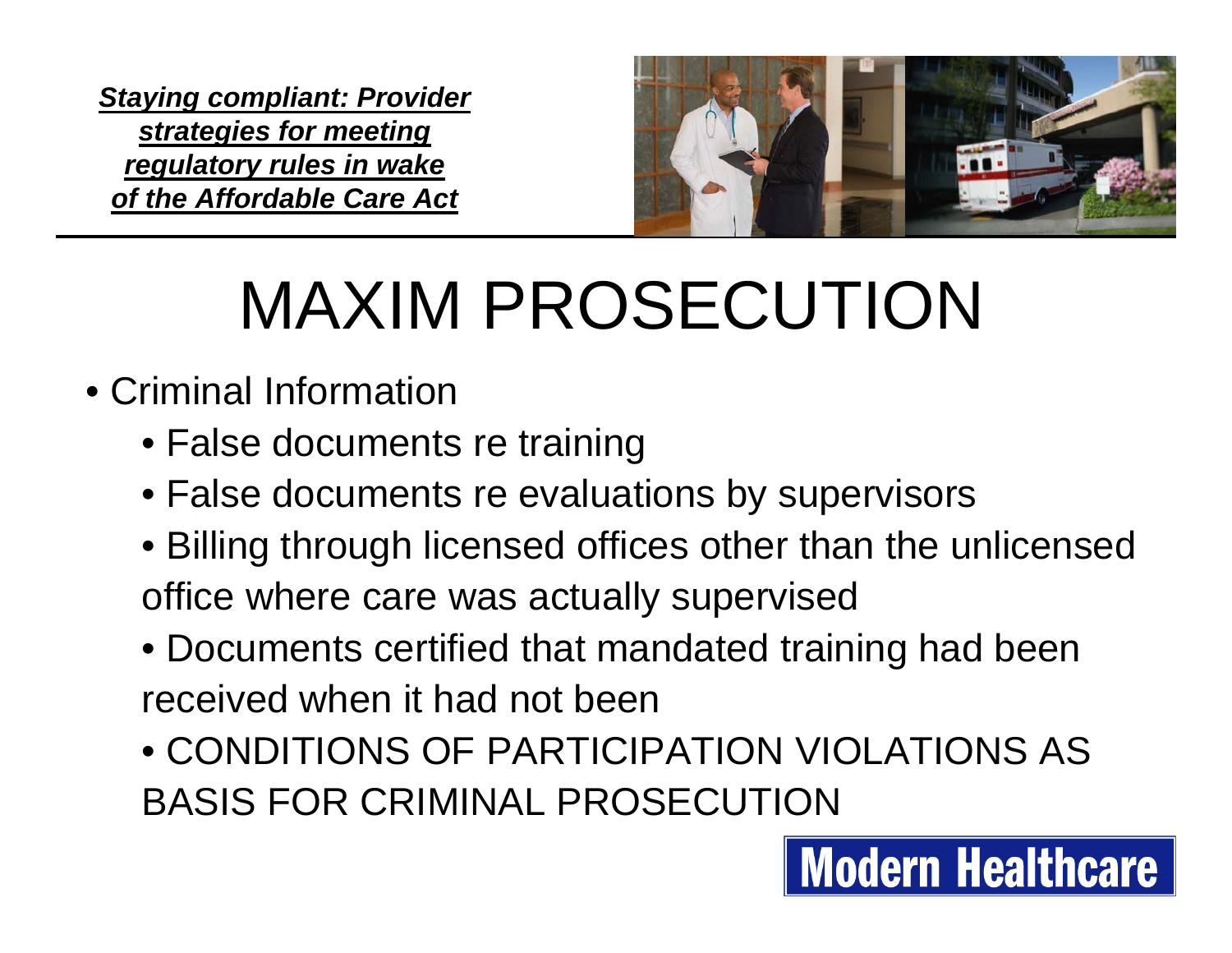# MAXIM PROSECUTION

- Criminal Information
  - False documents re training
  - False documents re evaluations by supervisors
  - Billing through licensed offices other than the unlicensed office where care was actually supervised
  - Documents certified that mandated training had been received when it had not been
  - CONDITIONS OF PARTICIPATION VIOLATIONS AS BASIS FOR CRIMINAL PROSECUTION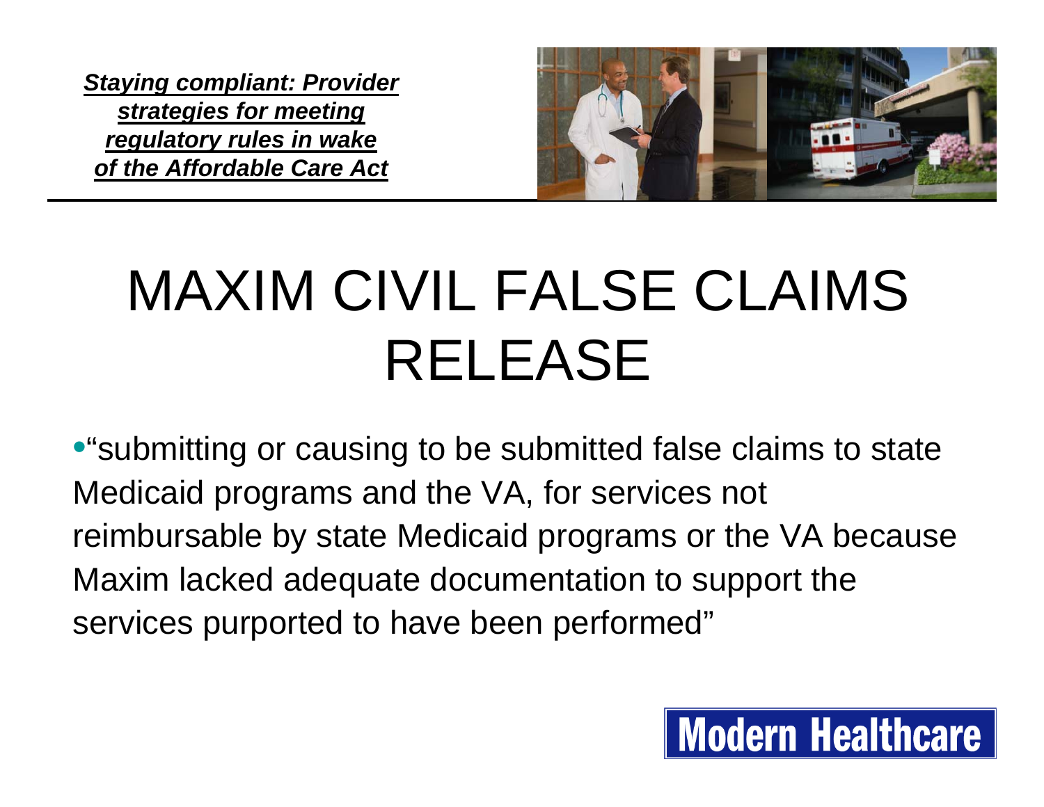***Staying compliant: Provider strategies for meeting regulatory rules in wake of the Affordable Care Act***

# MAXIM CIVIL FALSE CLAIMS RELEASE

- "submitting or causing to be submitted false claims to state Medicaid programs and the VA, for services not reimbursable by state Medicaid programs or the VA because Maxim lacked adequate documentation to support the services purported to have been performed"

Modern Healthcare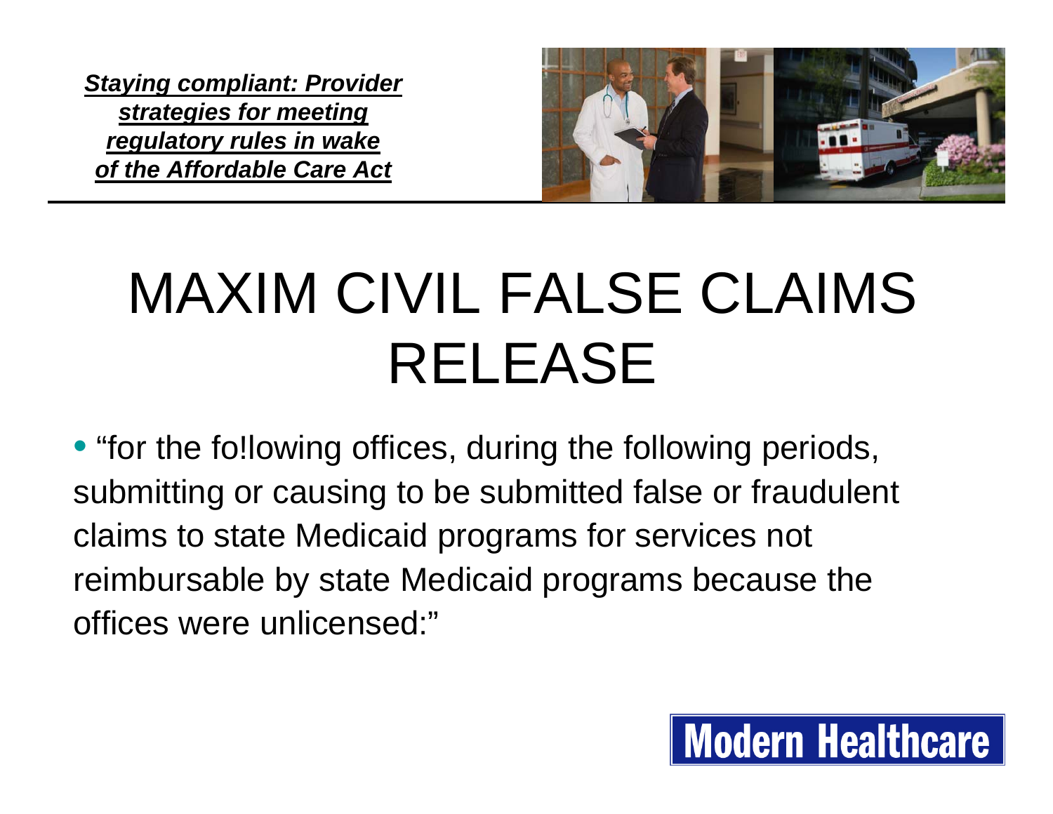***Staying compliant: Provider strategies for meeting regulatory rules in wake of the Affordable Care Act***

# MAXIM CIVIL FALSE CLAIMS RELEASE

- "for the fo!lowing offices, during the following periods, submitting or causing to be submitted false or fraudulent claims to state Medicaid programs for services not reimbursable by state Medicaid programs because the offices were unlicensed:"

Modern Healthcare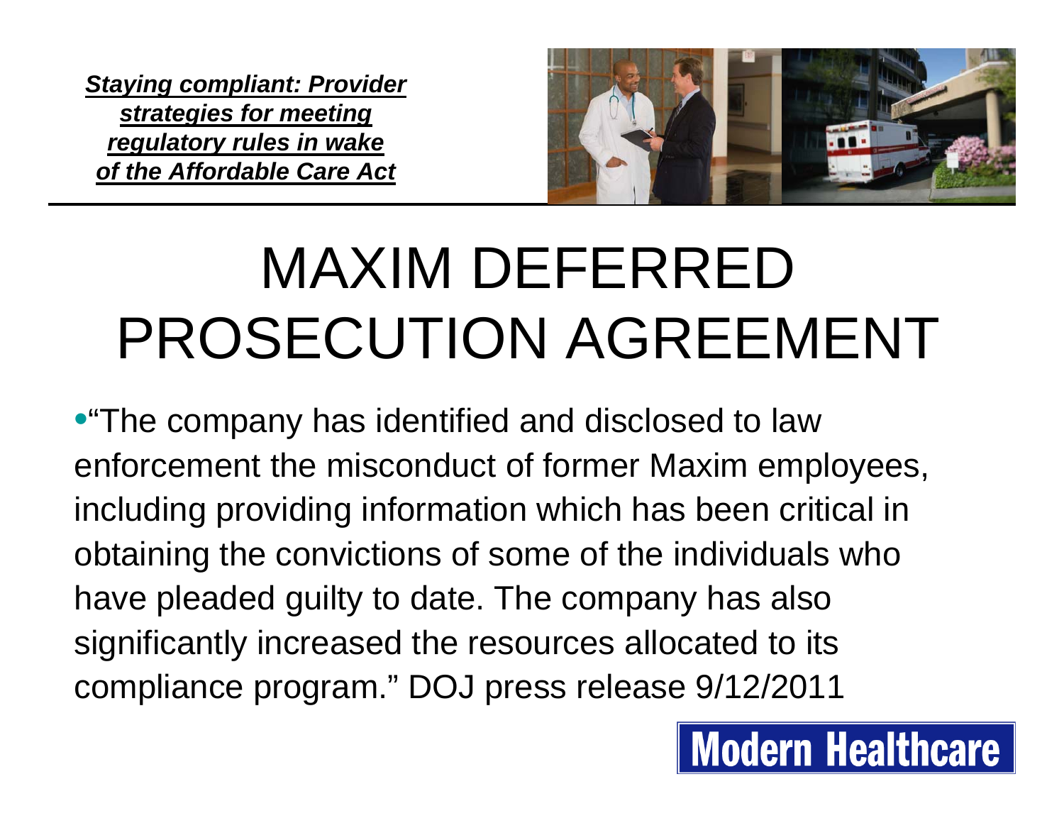# MAXIM DEFERRED PROSECUTION AGREEMENT

- "The company has identified and disclosed to law enforcement the misconduct of former Maxim employees, including providing information which has been critical in obtaining the convictions of some of the individuals who have pleaded guilty to date. The company has also significantly increased the resources allocated to its compliance program." DOJ press release 9/12/2011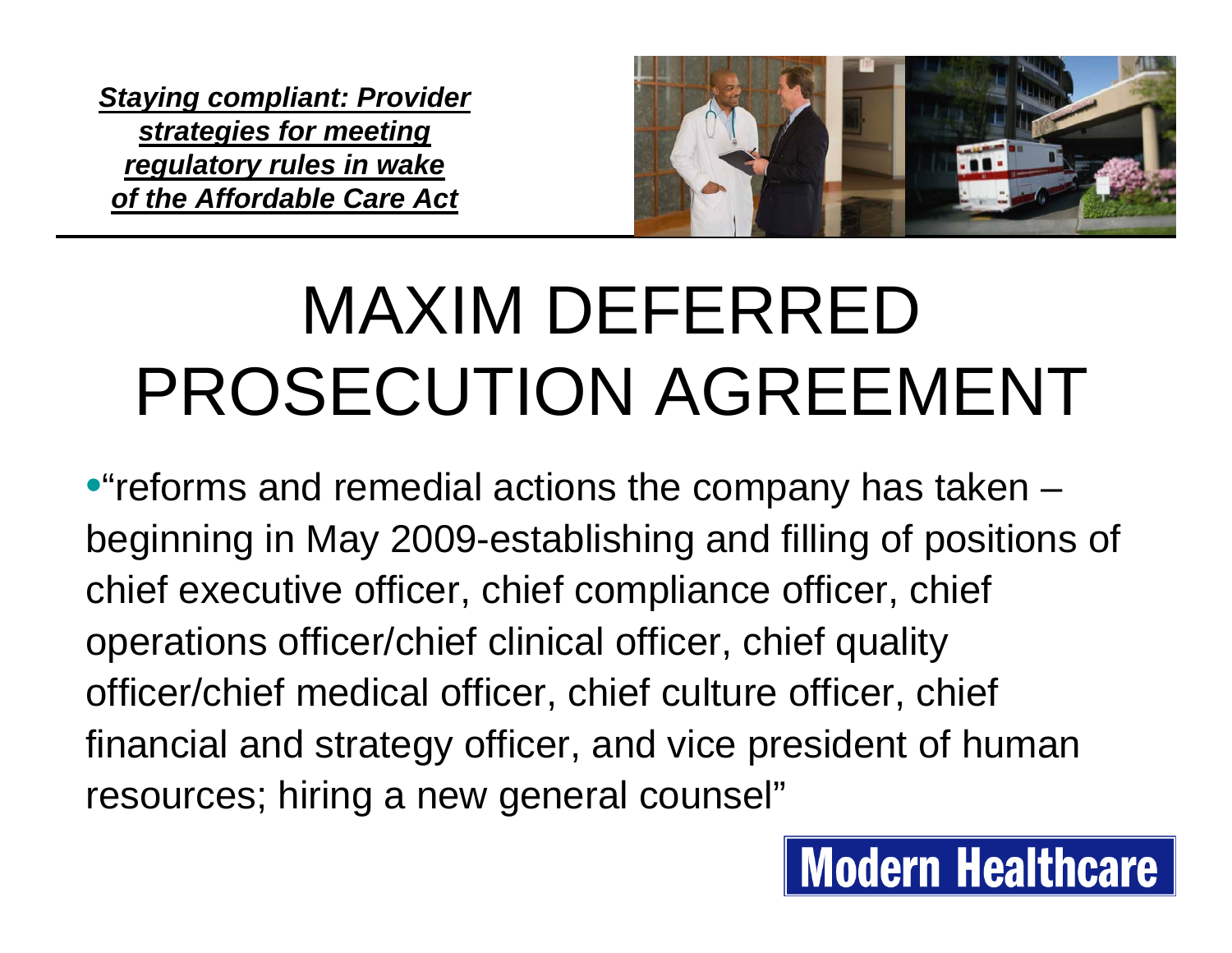***Staying compliant: Provider strategies for meeting regulatory rules in wake of the Affordable Care Act***

# MAXIM DEFERRED PROSECUTION AGREEMENT

- "reforms and remedial actions the company has taken – beginning in May 2009-establishing and filling of positions of chief executive officer, chief compliance officer, chief operations officer/chief clinical officer, chief quality officer/chief medical officer, chief culture officer, chief financial and strategy officer, and vice president of human resources; hiring a new general counsel"

Modern Healthcare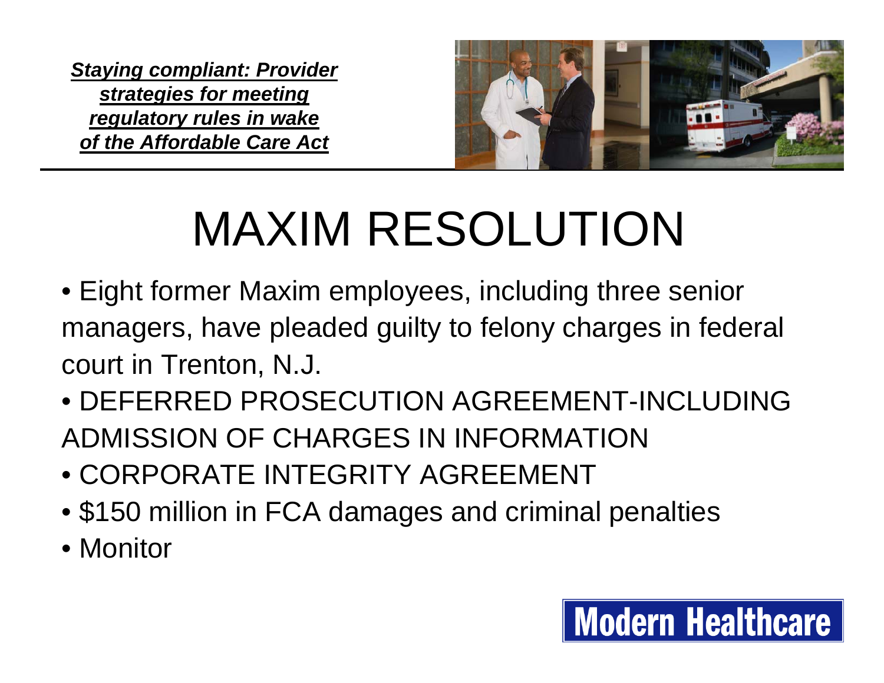# MAXIM RESOLUTION

- Eight former Maxim employees, including three senior managers, have pleaded guilty to felony charges in federal court in Trenton, N.J.
- DEFERRED PROSECUTION AGREEMENT-INCLUDING ADMISSION OF CHARGES IN INFORMATION
- CORPORATE INTEGRITY AGREEMENT
- $150 million in FCA damages and criminal penalties
- Monitor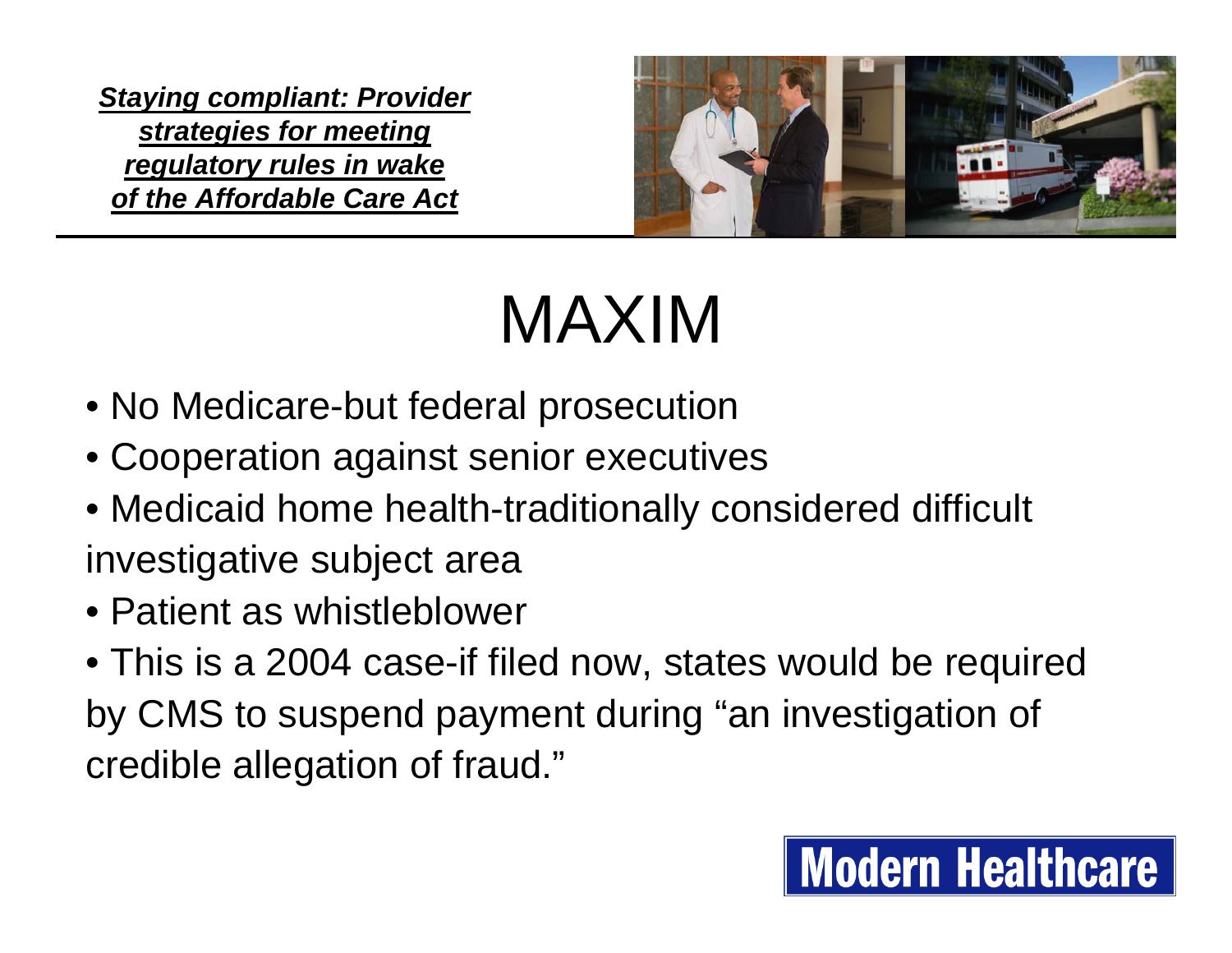# MAXIM

- No Medicare-but federal prosecution
- Cooperation against senior executives
- Medicaid home health-traditionally considered difficult investigative subject area
- Patient as whistleblower
- This is a 2004 case-if filed now, states would be required by CMS to suspend payment during "an investigation of credible allegation of fraud."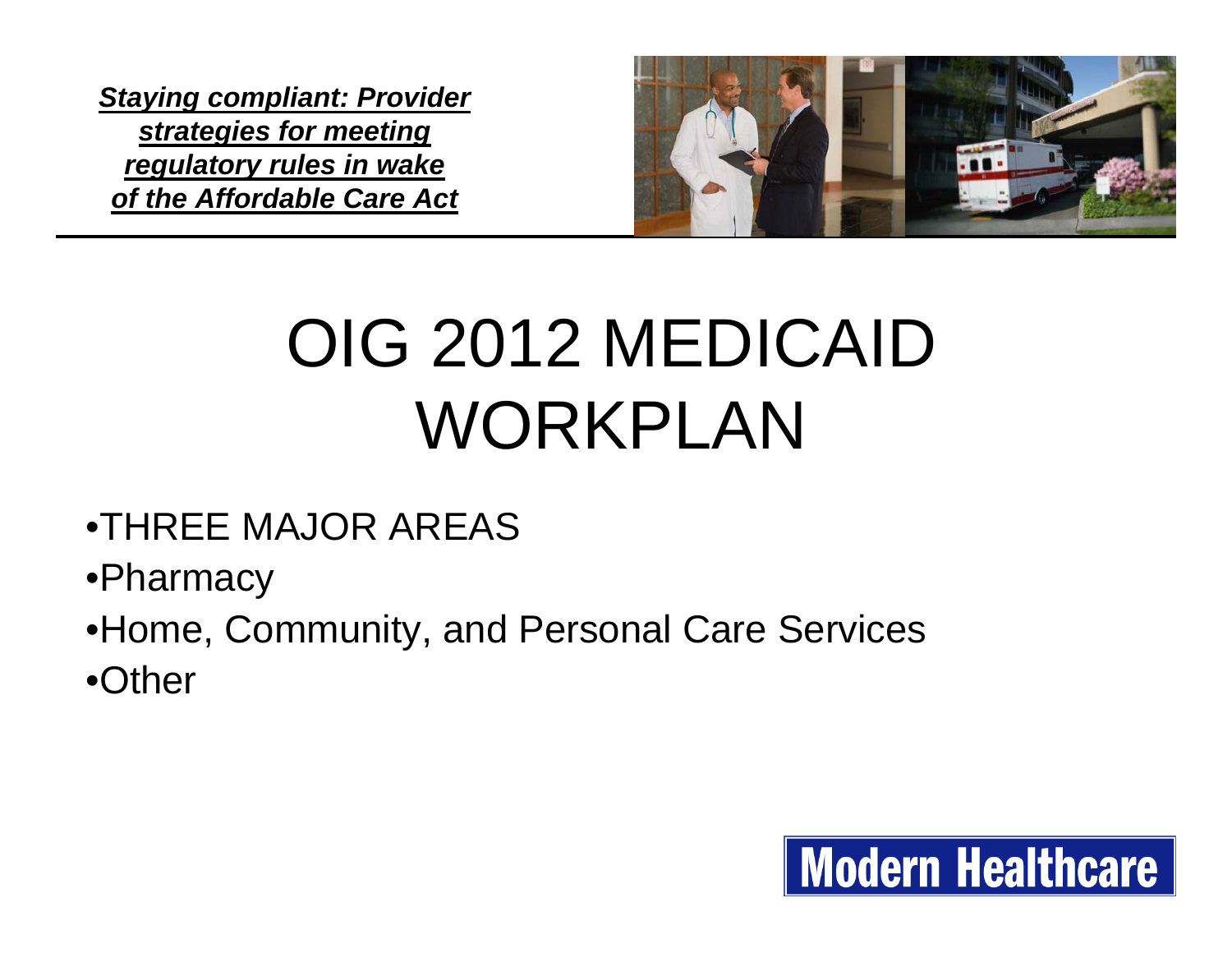# OIG 2012 MEDICAID WORKPLAN

- THREE MAJOR AREAS
- Pharmacy
- Home, Community, and Personal Care Services
- Other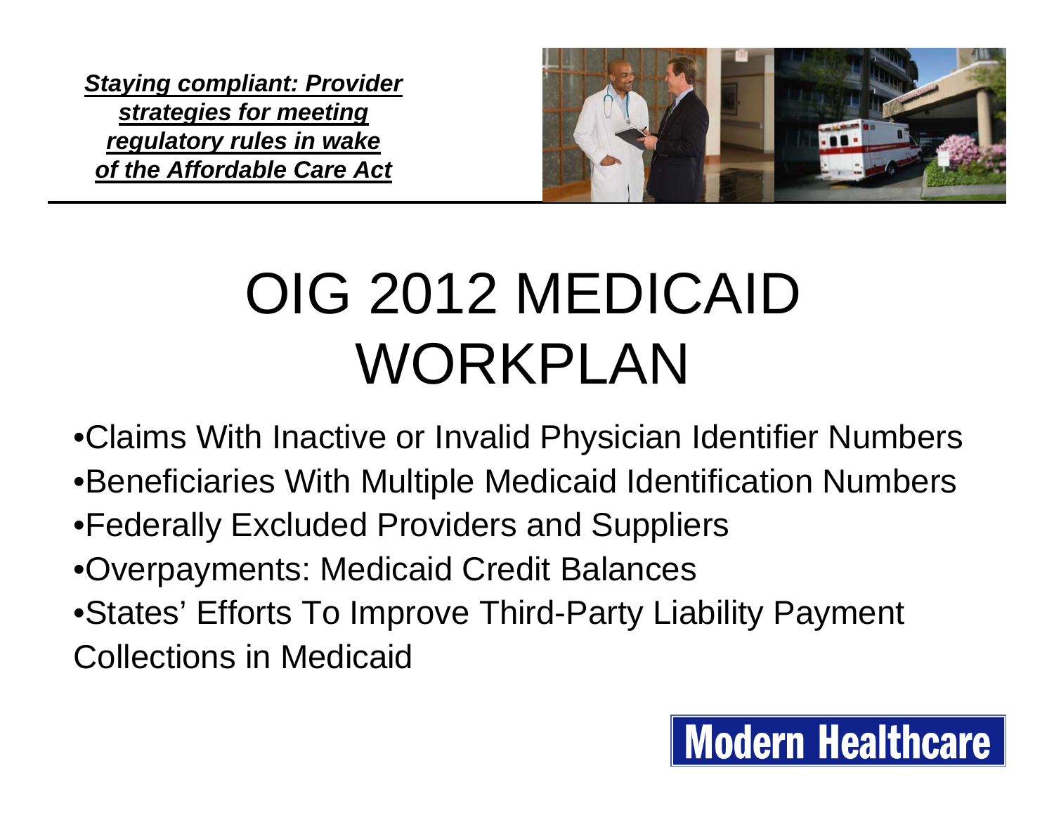***Staying compliant: Provider strategies for meeting regulatory rules in wake of the Affordable Care Act***

# OIG 2012 MEDICAID WORKPLAN

- Claims With Inactive or Invalid Physician Identifier Numbers
- Beneficiaries With Multiple Medicaid Identification Numbers
- Federally Excluded Providers and Suppliers
- Overpayments: Medicaid Credit Balances
- States' Efforts To Improve Third-Party Liability Payment Collections in Medicaid

Modern Healthcare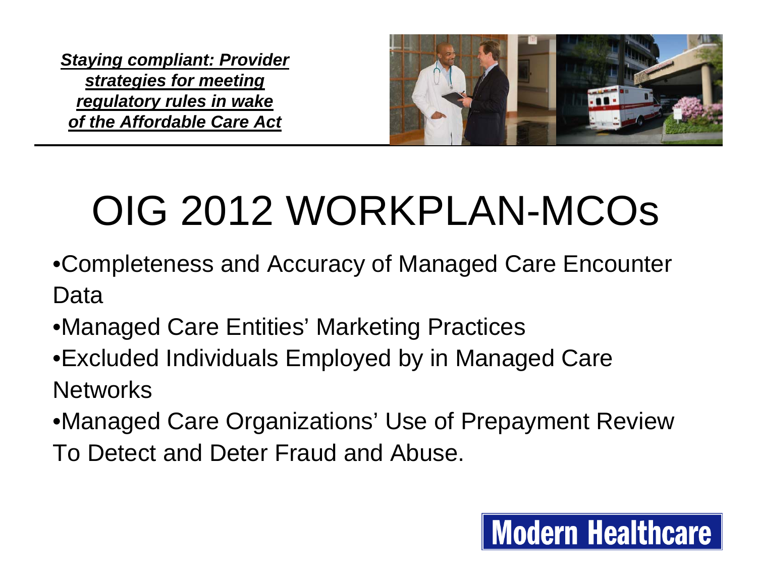***Staying compliant: Provider strategies for meeting regulatory rules in wake of the Affordable Care Act***

# OIG 2012 WORKPLAN-MCOs

- Completeness and Accuracy of Managed Care Encounter Data
- Managed Care Entities' Marketing Practices
- Excluded Individuals Employed by in Managed Care Networks
- Managed Care Organizations' Use of Prepayment Review To Detect and Deter Fraud and Abuse.

Modern Healthcare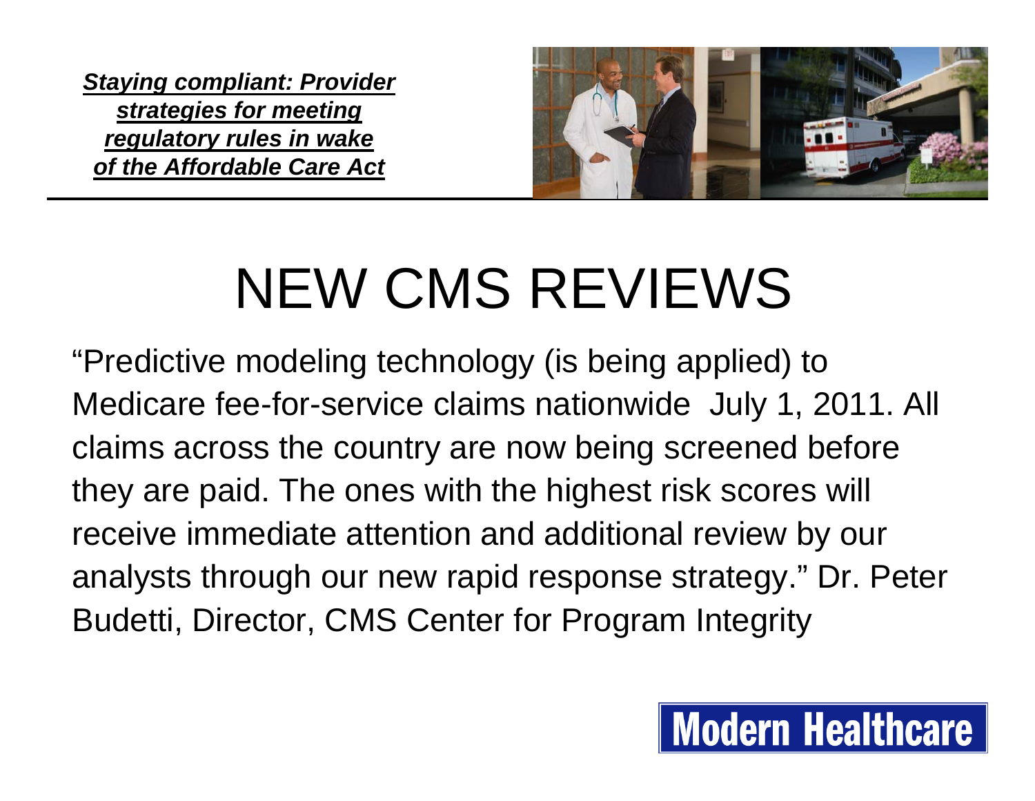***Staying compliant: Provider strategies for meeting regulatory rules in wake of the Affordable Care Act***

# NEW CMS REVIEWS

"Predictive modeling technology (is being applied) to Medicare fee-for-service claims nationwide July 1, 2011. All claims across the country are now being screened before they are paid. The ones with the highest risk scores will receive immediate attention and additional review by our analysts through our new rapid response strategy." Dr. Peter Budetti, Director, CMS Center for Program Integrity

**Modern Healthcare**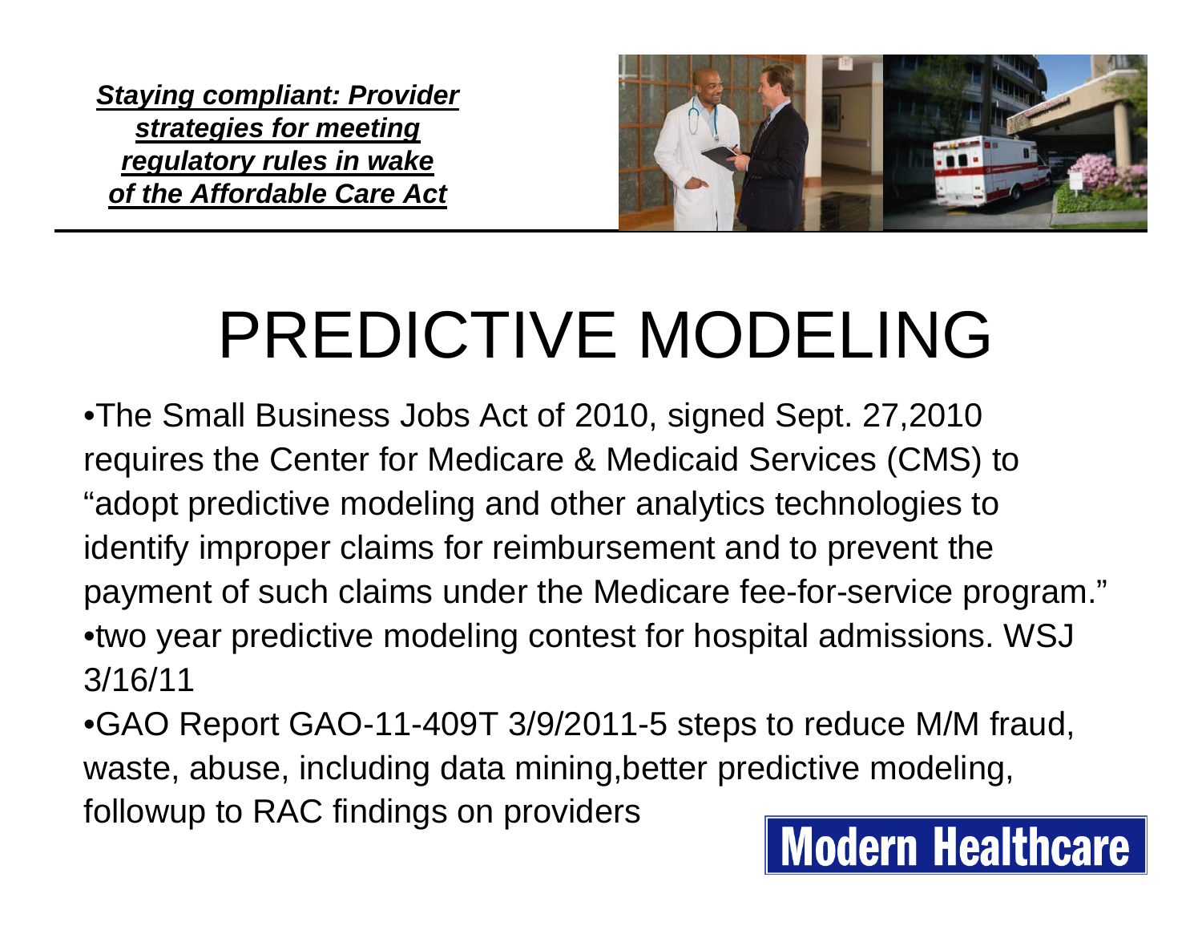***Staying compliant: Provider strategies for meeting regulatory rules in wake of the Affordable Care Act***

# PREDICTIVE MODELING

- The Small Business Jobs Act of 2010, signed Sept. 27,2010 requires the Center for Medicare & Medicaid Services (CMS) to "adopt predictive modeling and other analytics technologies to identify improper claims for reimbursement and to prevent the payment of such claims under the Medicare fee-for-service program."
- two year predictive modeling contest for hospital admissions. WSJ 3/16/11
- GAO Report GAO-11-409T 3/9/2011-5 steps to reduce M/M fraud, waste, abuse, including data mining,better predictive modeling, followup to RAC findings on providers

**Modern Healthcare**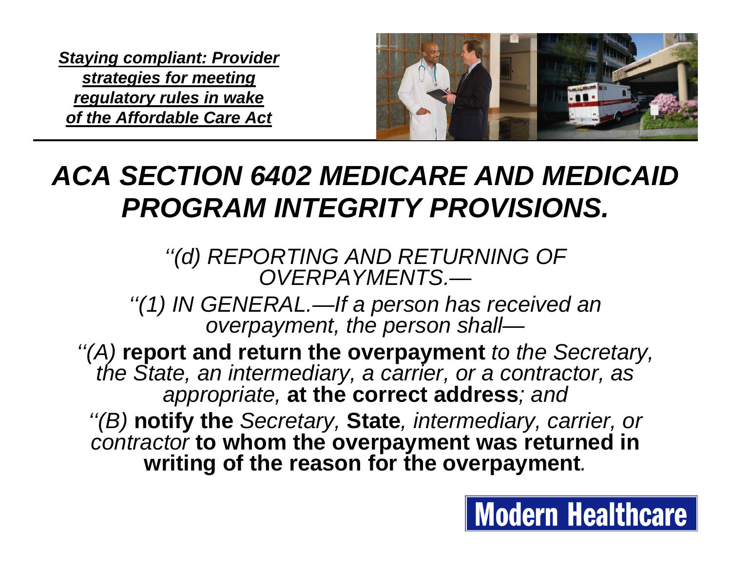***Staying compliant: Provider strategies for meeting regulatory rules in wake of the Affordable Care Act***

# *ACA SECTION 6402 MEDICARE AND MEDICAID PROGRAM INTEGRITY PROVISIONS.*

*''(d) REPORTING AND RETURNING OF OVERPAYMENTS.—*

*''(1) IN GENERAL.—If a person has received an overpayment, the person shall—*

*''(A)* **report and return the overpayment** *to the Secretary, the State, an intermediary, a carrier, or a contractor, as appropriate,* **at the correct address***; and*

*''(B)* **notify the** *Secretary,* **State***, intermediary, carrier, or contractor* **to whom the overpayment was returned in writing of the reason for the overpayment***.*

Modern Healthcare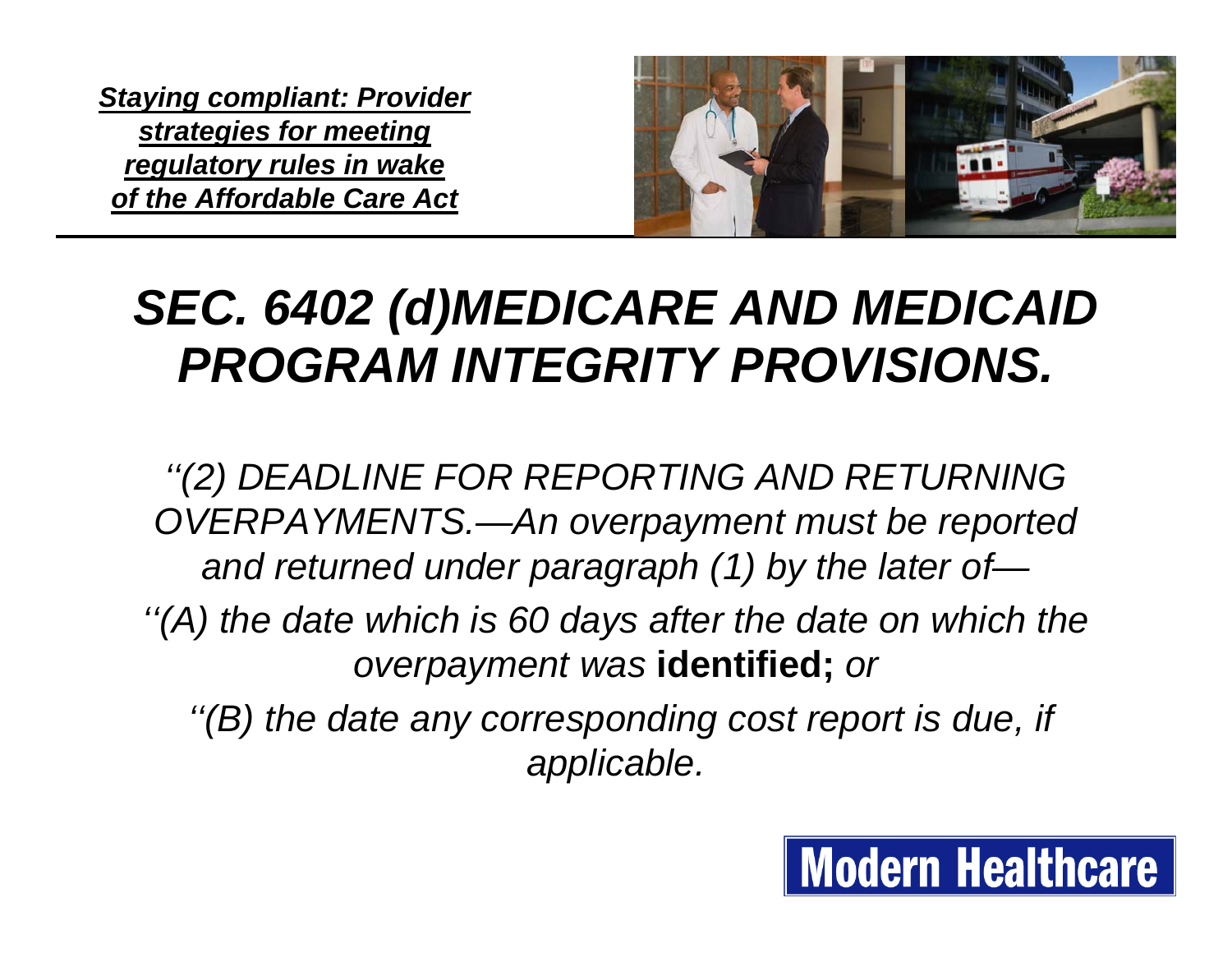***Staying compliant: Provider strategies for meeting regulatory rules in wake of the Affordable Care Act***

# *SEC. 6402 (d)MEDICARE AND MEDICAID PROGRAM INTEGRITY PROVISIONS.*

*''(2) DEADLINE FOR REPORTING AND RETURNING OVERPAYMENTS.—An overpayment must be reported and returned under paragraph (1) by the later of—*

*''(A) the date which is 60 days after the date on which the overpayment was* **identified;** *or*

*''(B) the date any corresponding cost report is due, if applicable.*

Modern Healthcare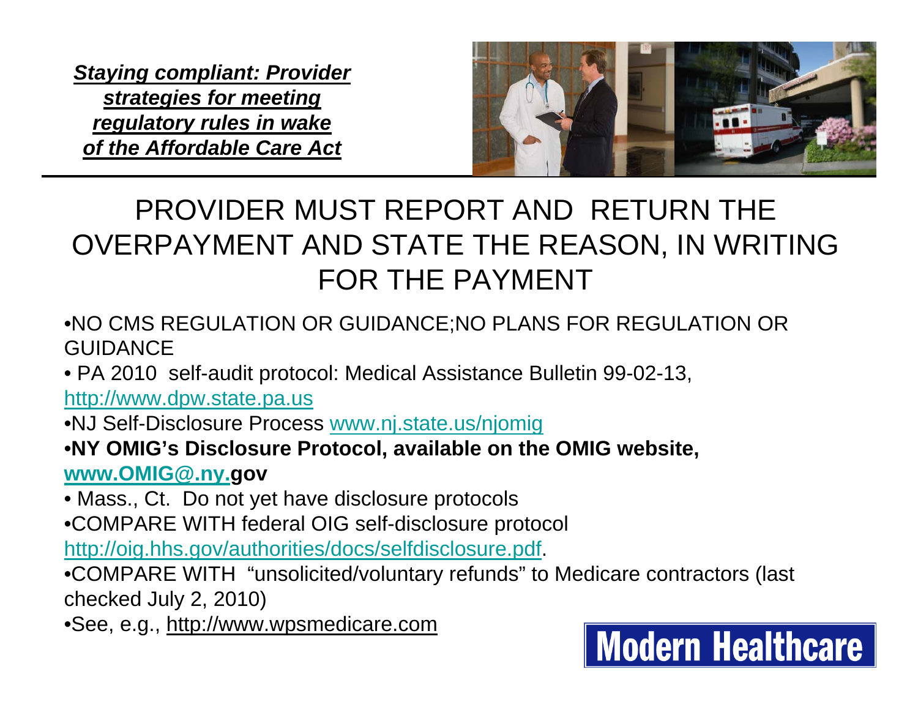***Staying compliant: Provider strategies for meeting regulatory rules in wake of the Affordable Care Act***

# PROVIDER MUST REPORT AND RETURN THE OVERPAYMENT AND STATE THE REASON, IN WRITING FOR THE PAYMENT

- NO CMS REGULATION OR GUIDANCE;NO PLANS FOR REGULATION OR GUIDANCE
- PA 2010 self-audit protocol: Medical Assistance Bulletin 99-02-13, http://www.dpw.state.pa.us
- NJ Self-Disclosure Process www.nj.state.us/njomig
- **NY OMIG's Disclosure Protocol, available on the OMIG website, www.OMIG@.ny.gov**
- Mass., Ct. Do not yet have disclosure protocols
- COMPARE WITH federal OIG self-disclosure protocol http://oig.hhs.gov/authorities/docs/selfdisclosure.pdf.
- COMPARE WITH "unsolicited/voluntary refunds" to Medicare contractors (last checked July 2, 2010)
- See, e.g., http://www.wpsmedicare.com

Modern Healthcare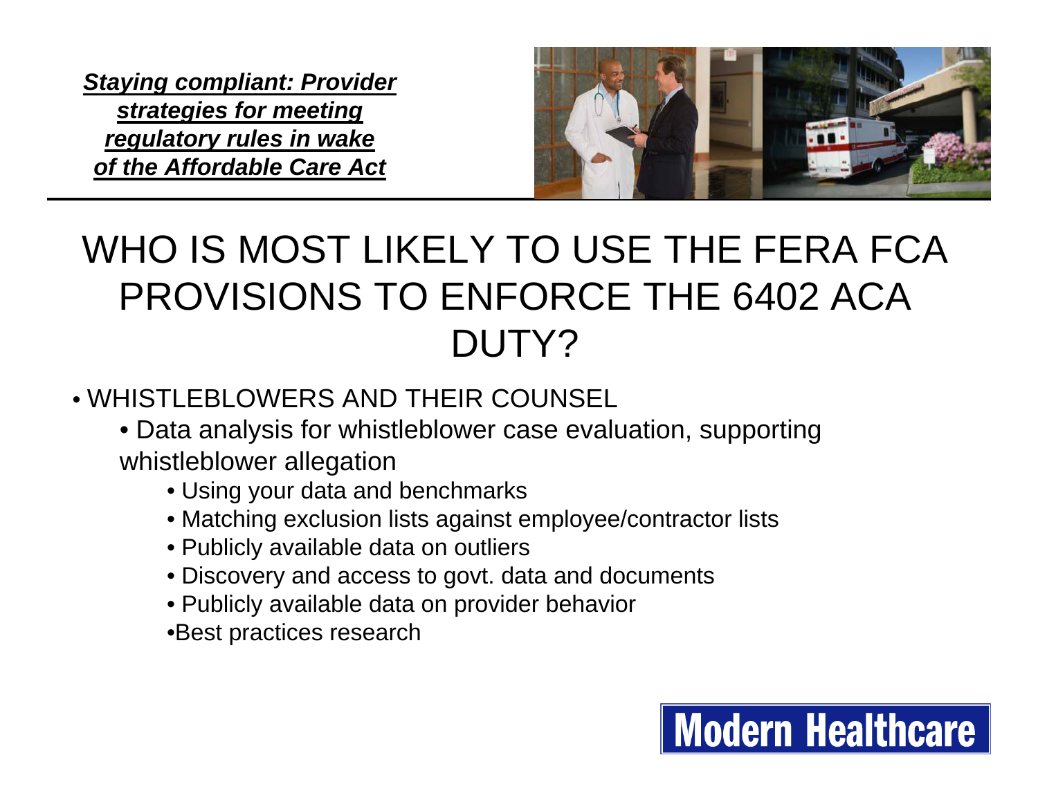***Staying compliant: Provider strategies for meeting regulatory rules in wake of the Affordable Care Act***

# WHO IS MOST LIKELY TO USE THE FERA FCA PROVISIONS TO ENFORCE THE 6402 ACA DUTY?

- WHISTLEBLOWERS AND THEIR COUNSEL
  - Data analysis for whistleblower case evaluation, supporting whistleblower allegation
    - Using your data and benchmarks
    - Matching exclusion lists against employee/contractor lists
    - Publicly available data on outliers
    - Discovery and access to govt. data and documents
    - Publicly available data on provider behavior
    - Best practices research

Modern Healthcare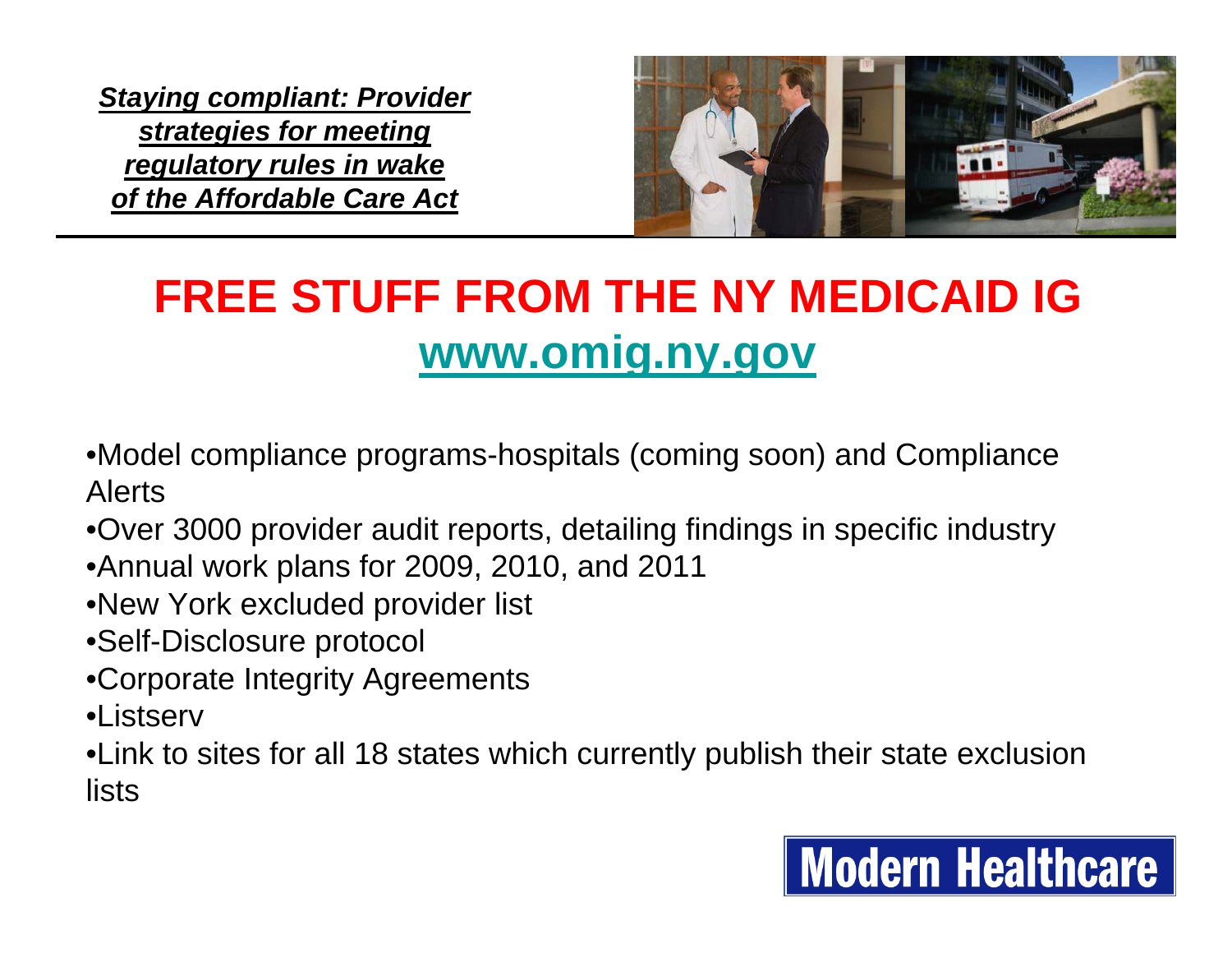*Staying compliant: Provider strategies for meeting regulatory rules in wake of the Affordable Care Act*

# FREE STUFF FROM THE NY MEDICAID IG

## www.omig.ny.gov

- Model compliance programs-hospitals (coming soon) and Compliance Alerts
- Over 3000 provider audit reports, detailing findings in specific industry
- Annual work plans for 2009, 2010, and 2011
- New York excluded provider list
- Self-Disclosure protocol
- Corporate Integrity Agreements
- Listserv
- Link to sites for all 18 states which currently publish their state exclusion lists

Modern Healthcare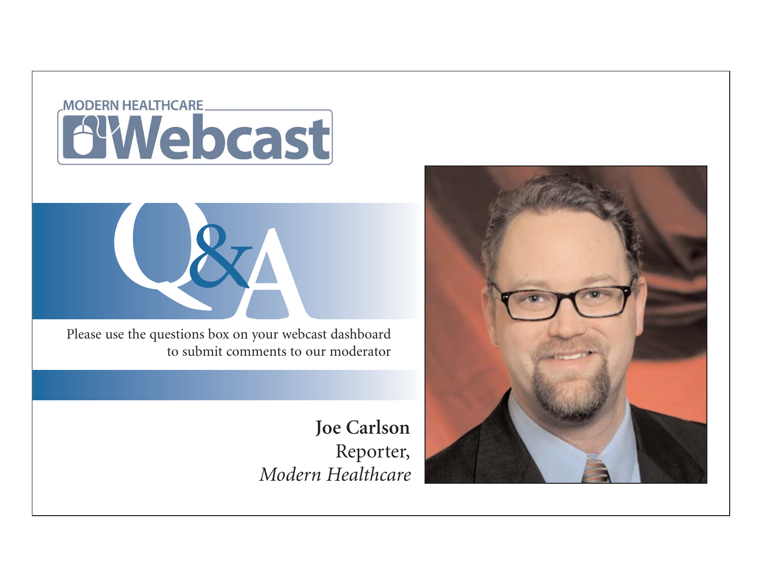MODERN HEALTHCARE

# Webcast

# Q&A

Please use the questions box on your webcast dashboard to submit comments to our moderator

**Joe Carlson**
Reporter,
*Modern Healthcare*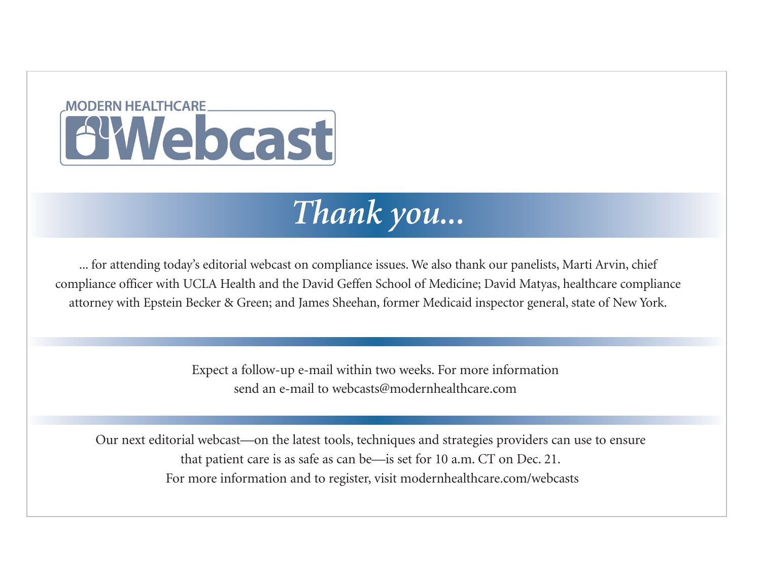MODERN HEALTHCARE

# Webcast

## *Thank you...*

... for attending today's editorial webcast on compliance issues. We also thank our panelists, Marti Arvin, chief compliance officer with UCLA Health and the David Geffen School of Medicine; David Matyas, healthcare compliance attorney with Epstein Becker & Green; and James Sheehan, former Medicaid inspector general, state of New York.

Expect a follow-up e-mail within two weeks. For more information send an e-mail to webcasts@modernhealthcare.com

Our next editorial webcast—on the latest tools, techniques and strategies providers can use to ensure that patient care is as safe as can be—is set for 10 a.m. CT on Dec. 21. For more information and to register, visit modernhealthcare.com/webcasts